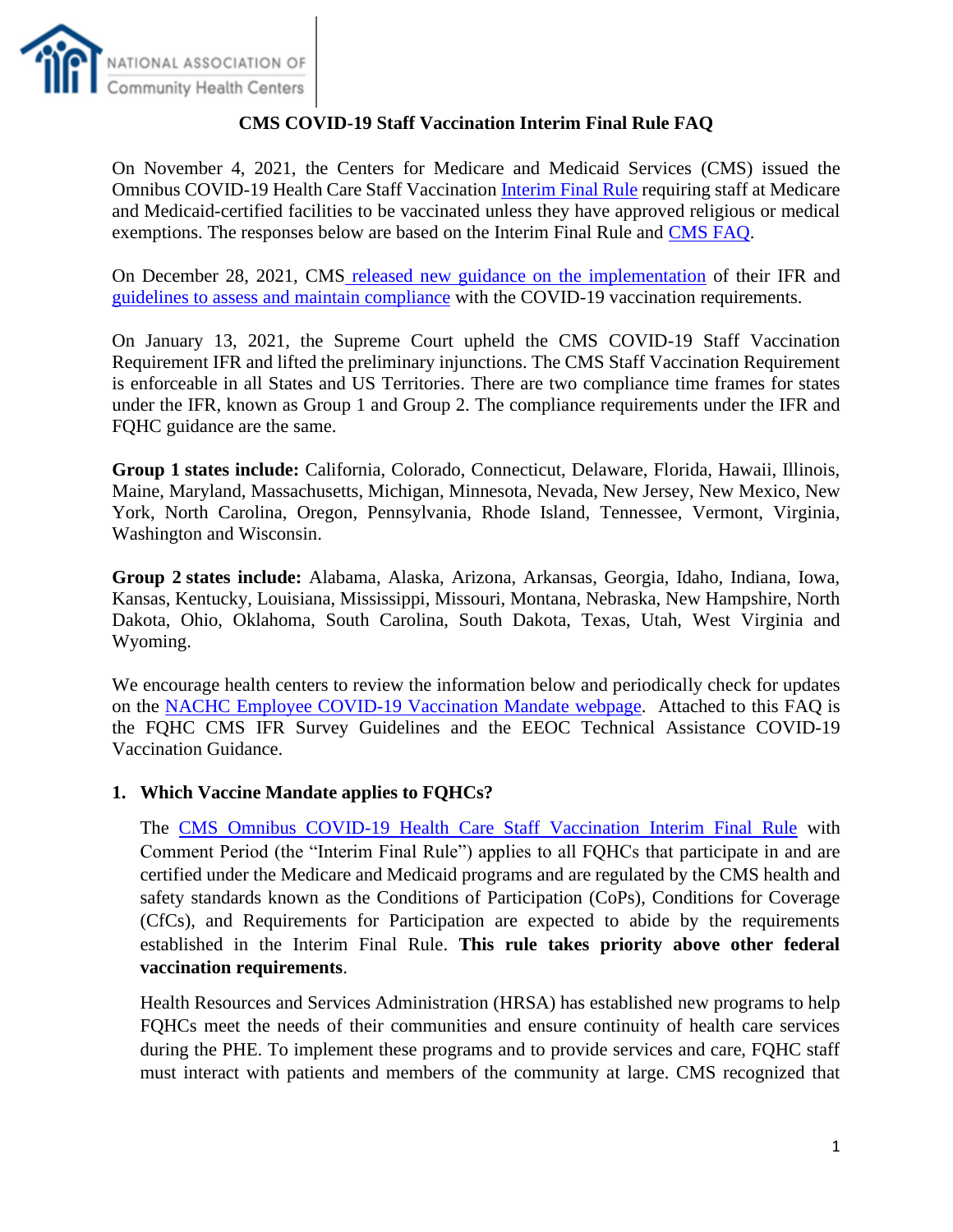# CMS COVID-19 Staff Vaccination Interim Final Rule FAQ

On November 4, 2021, the Centers for Medicare and Medicaid Services (CMS) issued the Omnibus COVID-19 Health Care Staff Vaccination Interim Final Rule requiring staff at Medicare and Medicaid-certified facilities to be vaccinated unless they have approved religious or medical exemptions. The responses below are based on the Interim Final Rule and CMS FAQ.

On December 28, 2021, CMS released new guidance on the implementation of their IFR and guidelines to assess and maintain compliance with the COVID-19 vaccination requirements.

On January 13, 2021, the Supreme Court upheld the CMS COVID-19 Staff Vaccination Requirement IFR and lifted the preliminary injunctions. The CMS Staff Vaccination Requirement is enforceable in all States and US Territories. There are two compliance time frames for states under the IFR, known as Group 1 and Group 2. The compliance requirements under the IFR and FQHC guidance are the same.

**Group 1 states include:** California, Colorado, Connecticut, Delaware, Florida, Hawaii, Illinois, Maine, Maryland, Massachusetts, Michigan, Minnesota, Nevada, New Jersey, New Mexico, New York, North Carolina, Oregon, Pennsylvania, Rhode Island, Tennessee, Vermont, Virginia, Washington and Wisconsin.

**Group 2 states include:** Alabama, Alaska, Arizona, Arkansas, Georgia, Idaho, Indiana, Iowa, Kansas, Kentucky, Louisiana, Mississippi, Missouri, Montana, Nebraska, New Hampshire, North Dakota, Ohio, Oklahoma, South Carolina, South Dakota, Texas, Utah, West Virginia and Wyoming.

We encourage health centers to review the information below and periodically check for updates on the NACHC Employee COVID-19 Vaccination Mandate webpage. Attached to this FAQ is the FQHC CMS IFR Survey Guidelines and the EEOC Technical Assistance COVID-19 Vaccination Guidance.

1. **Which Vaccine Mandate applies to FQHCs?**

   The CMS Omnibus COVID-19 Health Care Staff Vaccination Interim Final Rule with Comment Period (the "Interim Final Rule") applies to all FQHCs that participate in and are certified under the Medicare and Medicaid programs and are regulated by the CMS health and safety standards known as the Conditions of Participation (CoPs), Conditions for Coverage (CfCs), and Requirements for Participation are expected to abide by the requirements established in the Interim Final Rule. **This rule takes priority above other federal vaccination requirements**.

   Health Resources and Services Administration (HRSA) has established new programs to help FQHCs meet the needs of their communities and ensure continuity of health care services during the PHE. To implement these programs and to provide services and care, FQHC staff must interact with patients and members of the community at large. CMS recognized that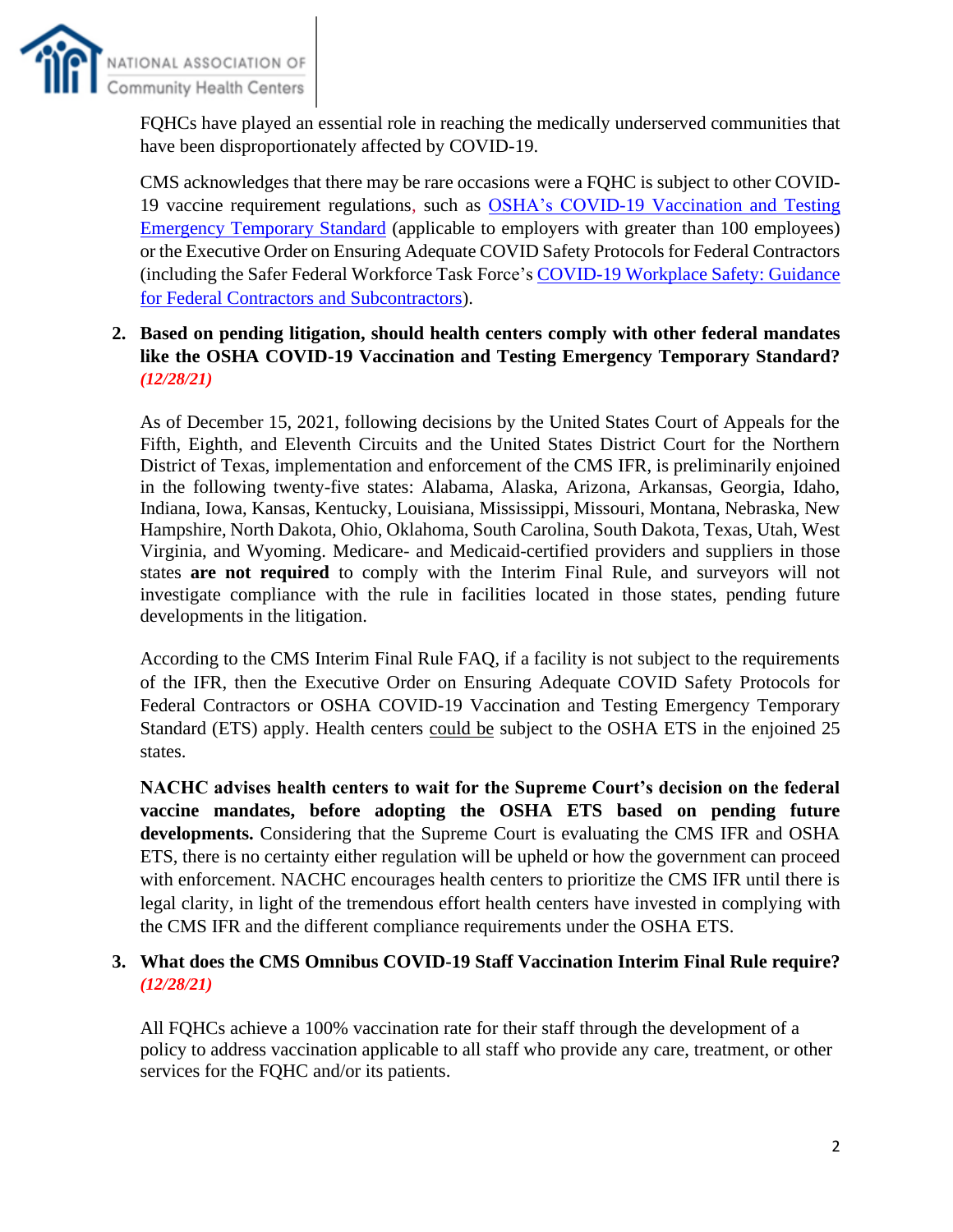FQHCs have played an essential role in reaching the medically underserved communities that have been disproportionately affected by COVID-19.

CMS acknowledges that there may be rare occasions were a FQHC is subject to other COVID-19 vaccine requirement regulations, such as [OSHA's COVID-19 Vaccination and Testing Emergency Temporary Standard](#) (applicable to employers with greater than 100 employees) or the Executive Order on Ensuring Adequate COVID Safety Protocols for Federal Contractors (including the Safer Federal Workforce Task Force's [COVID-19 Workplace Safety: Guidance for Federal Contractors and Subcontractors](#)).

2. **Based on pending litigation, should health centers comply with other federal mandates like the OSHA COVID-19 Vaccination and Testing Emergency Temporary Standard?** ***(12/28/21)***

As of December 15, 2021, following decisions by the United States Court of Appeals for the Fifth, Eighth, and Eleventh Circuits and the United States District Court for the Northern District of Texas, implementation and enforcement of the CMS IFR, is preliminarily enjoined in the following twenty-five states: Alabama, Alaska, Arizona, Arkansas, Georgia, Idaho, Indiana, Iowa, Kansas, Kentucky, Louisiana, Mississippi, Missouri, Montana, Nebraska, New Hampshire, North Dakota, Ohio, Oklahoma, South Carolina, South Dakota, Texas, Utah, West Virginia, and Wyoming. Medicare- and Medicaid-certified providers and suppliers in those states **are not required** to comply with the Interim Final Rule, and surveyors will not investigate compliance with the rule in facilities located in those states, pending future developments in the litigation.

According to the CMS Interim Final Rule FAQ, if a facility is not subject to the requirements of the IFR, then the Executive Order on Ensuring Adequate COVID Safety Protocols for Federal Contractors or OSHA COVID-19 Vaccination and Testing Emergency Temporary Standard (ETS) apply. Health centers could be subject to the OSHA ETS in the enjoined 25 states.

**NACHC advises health centers to wait for the Supreme Court's decision on the federal vaccine mandates, before adopting the OSHA ETS based on pending future developments.** Considering that the Supreme Court is evaluating the CMS IFR and OSHA ETS, there is no certainty either regulation will be upheld or how the government can proceed with enforcement. NACHC encourages health centers to prioritize the CMS IFR until there is legal clarity, in light of the tremendous effort health centers have invested in complying with the CMS IFR and the different compliance requirements under the OSHA ETS.

3. **What does the CMS Omnibus COVID-19 Staff Vaccination Interim Final Rule require?** ***(12/28/21)***

All FQHCs achieve a 100% vaccination rate for their staff through the development of a policy to address vaccination applicable to all staff who provide any care, treatment, or other services for the FQHC and/or its patients.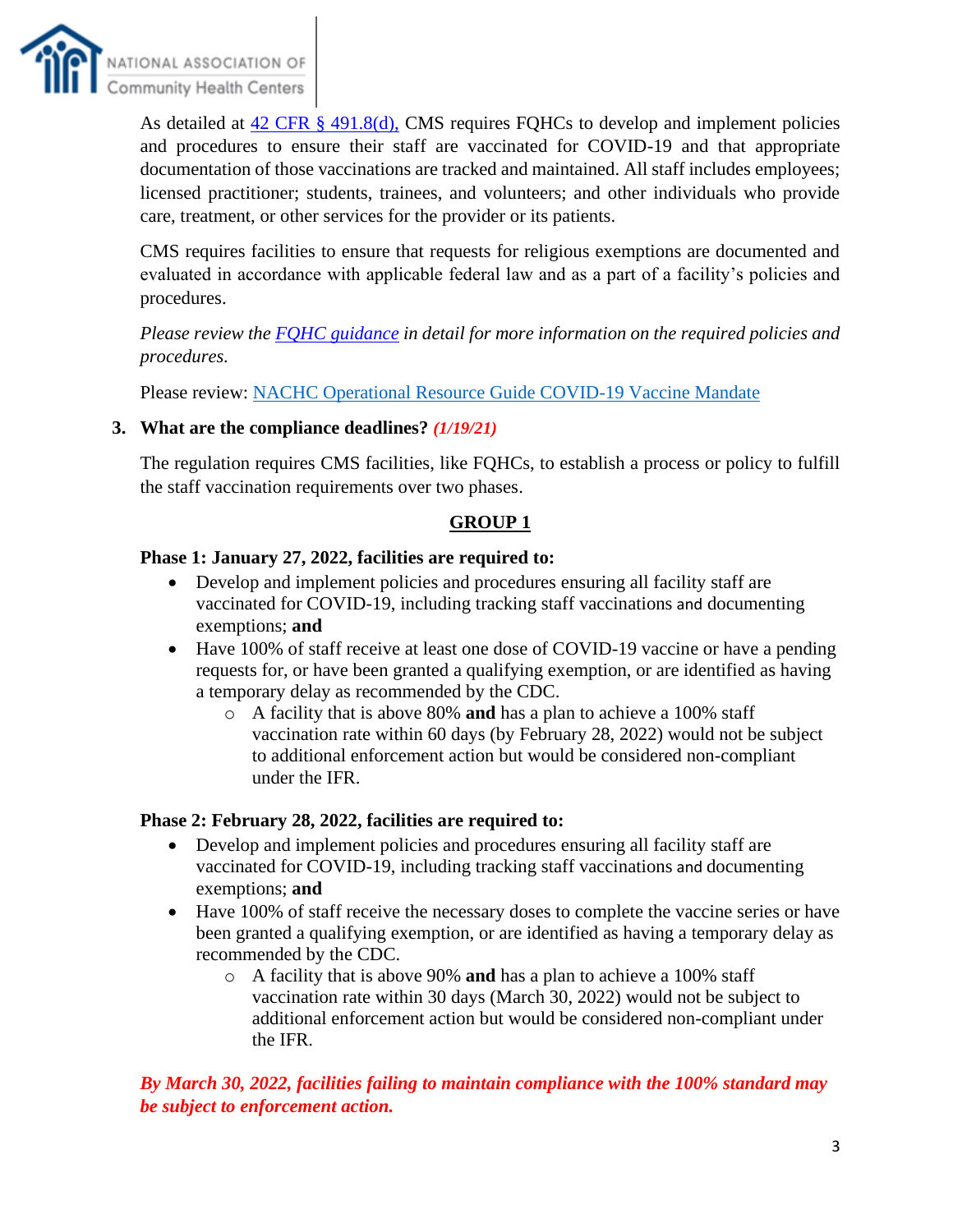As detailed at [42 CFR § 491.8(d),](#) CMS requires FQHCs to develop and implement policies and procedures to ensure their staff are vaccinated for COVID-19 and that appropriate documentation of those vaccinations are tracked and maintained. All staff includes employees; licensed practitioner; students, trainees, and volunteers; and other individuals who provide care, treatment, or other services for the provider or its patients.

CMS requires facilities to ensure that requests for religious exemptions are documented and evaluated in accordance with applicable federal law and as a part of a facility's policies and procedures.

*Please review the [FQHC guidance](#) in detail for more information on the required policies and procedures.*

Please review: [NACHC Operational Resource Guide COVID-19 Vaccine Mandate](#)

3. **What are the compliance deadlines?** ***(1/19/21)***

The regulation requires CMS facilities, like FQHCs, to establish a process or policy to fulfill the staff vaccination requirements over two phases.

**GROUP 1**

**Phase 1: January 27, 2022, facilities are required to:**

- Develop and implement policies and procedures ensuring all facility staff are vaccinated for COVID-19, including tracking staff vaccinations and documenting exemptions; **and**
- Have 100% of staff receive at least one dose of COVID-19 vaccine or have a pending requests for, or have been granted a qualifying exemption, or are identified as having a temporary delay as recommended by the CDC.
    - A facility that is above 80% **and** has a plan to achieve a 100% staff vaccination rate within 60 days (by February 28, 2022) would not be subject to additional enforcement action but would be considered non-compliant under the IFR.

**Phase 2: February 28, 2022, facilities are required to:**

- Develop and implement policies and procedures ensuring all facility staff are vaccinated for COVID-19, including tracking staff vaccinations and documenting exemptions; **and**
- Have 100% of staff receive the necessary doses to complete the vaccine series or have been granted a qualifying exemption, or are identified as having a temporary delay as recommended by the CDC.
    - A facility that is above 90% **and** has a plan to achieve a 100% staff vaccination rate within 30 days (March 30, 2022) would not be subject to additional enforcement action but would be considered non-compliant under the IFR.

***By March 30, 2022, facilities failing to maintain compliance with the 100% standard may be subject to enforcement action.***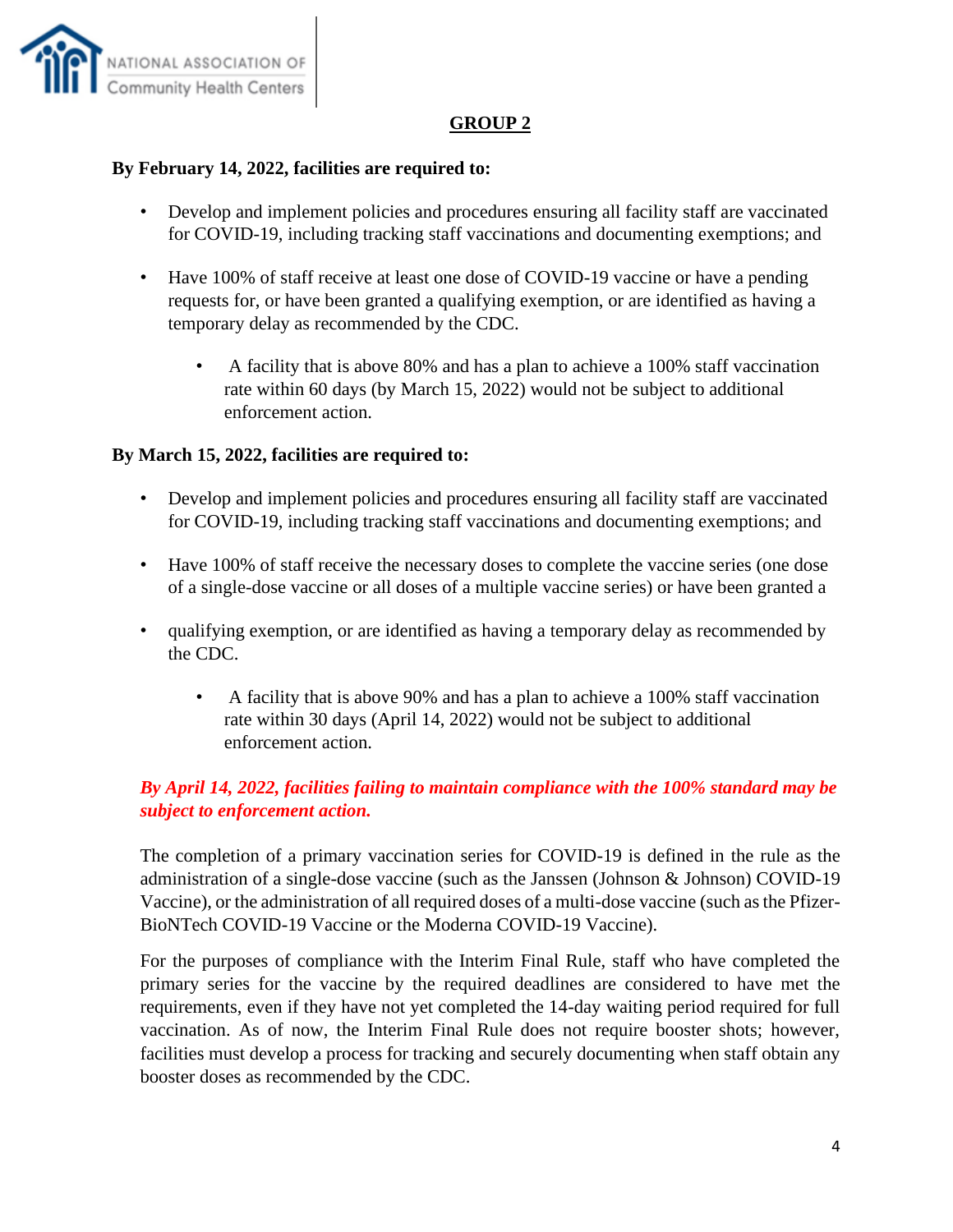## GROUP 2

**By February 14, 2022, facilities are required to:**

- Develop and implement policies and procedures ensuring all facility staff are vaccinated for COVID-19, including tracking staff vaccinations and documenting exemptions; and
- Have 100% of staff receive at least one dose of COVID-19 vaccine or have a pending requests for, or have been granted a qualifying exemption, or are identified as having a temporary delay as recommended by the CDC.
  - A facility that is above 80% and has a plan to achieve a 100% staff vaccination rate within 60 days (by March 15, 2022) would not be subject to additional enforcement action.

**By March 15, 2022, facilities are required to:**

- Develop and implement policies and procedures ensuring all facility staff are vaccinated for COVID-19, including tracking staff vaccinations and documenting exemptions; and
- Have 100% of staff receive the necessary doses to complete the vaccine series (one dose of a single-dose vaccine or all doses of a multiple vaccine series) or have been granted a
- qualifying exemption, or are identified as having a temporary delay as recommended by the CDC.
  - A facility that is above 90% and has a plan to achieve a 100% staff vaccination rate within 30 days (April 14, 2022) would not be subject to additional enforcement action.

***By April 14, 2022, facilities failing to maintain compliance with the 100% standard may be subject to enforcement action.***

The completion of a primary vaccination series for COVID-19 is defined in the rule as the administration of a single-dose vaccine (such as the Janssen (Johnson & Johnson) COVID-19 Vaccine), or the administration of all required doses of a multi-dose vaccine (such as the Pfizer-BioNTech COVID-19 Vaccine or the Moderna COVID-19 Vaccine).

For the purposes of compliance with the Interim Final Rule, staff who have completed the primary series for the vaccine by the required deadlines are considered to have met the requirements, even if they have not yet completed the 14-day waiting period required for full vaccination. As of now, the Interim Final Rule does not require booster shots; however, facilities must develop a process for tracking and securely documenting when staff obtain any booster doses as recommended by the CDC.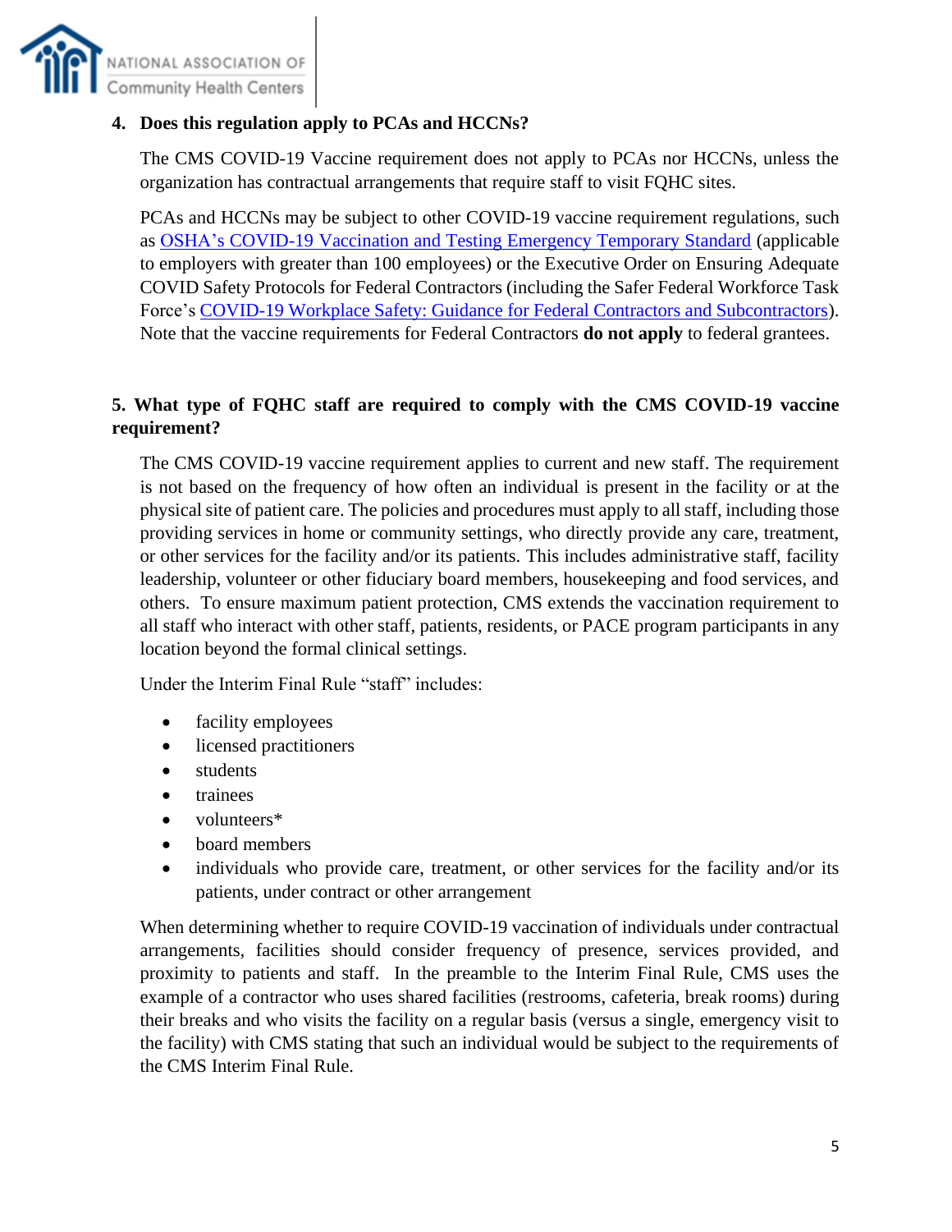**4. Does this regulation apply to PCAs and HCCNs?**

The CMS COVID-19 Vaccine requirement does not apply to PCAs nor HCCNs, unless the organization has contractual arrangements that require staff to visit FQHC sites.

PCAs and HCCNs may be subject to other COVID-19 vaccine requirement regulations, such as OSHA's COVID-19 Vaccination and Testing Emergency Temporary Standard (applicable to employers with greater than 100 employees) or the Executive Order on Ensuring Adequate COVID Safety Protocols for Federal Contractors (including the Safer Federal Workforce Task Force's COVID-19 Workplace Safety: Guidance for Federal Contractors and Subcontractors). Note that the vaccine requirements for Federal Contractors **do not apply** to federal grantees.

**5. What type of FQHC staff are required to comply with the CMS COVID-19 vaccine requirement?**

The CMS COVID-19 vaccine requirement applies to current and new staff. The requirement is not based on the frequency of how often an individual is present in the facility or at the physical site of patient care. The policies and procedures must apply to all staff, including those providing services in home or community settings, who directly provide any care, treatment, or other services for the facility and/or its patients. This includes administrative staff, facility leadership, volunteer or other fiduciary board members, housekeeping and food services, and others. To ensure maximum patient protection, CMS extends the vaccination requirement to all staff who interact with other staff, patients, residents, or PACE program participants in any location beyond the formal clinical settings.

Under the Interim Final Rule "staff" includes:

- facility employees
- licensed practitioners
- students
- trainees
- volunteers*
- board members
- individuals who provide care, treatment, or other services for the facility and/or its patients, under contract or other arrangement

When determining whether to require COVID-19 vaccination of individuals under contractual arrangements, facilities should consider frequency of presence, services provided, and proximity to patients and staff. In the preamble to the Interim Final Rule, CMS uses the example of a contractor who uses shared facilities (restrooms, cafeteria, break rooms) during their breaks and who visits the facility on a regular basis (versus a single, emergency visit to the facility) with CMS stating that such an individual would be subject to the requirements of the CMS Interim Final Rule.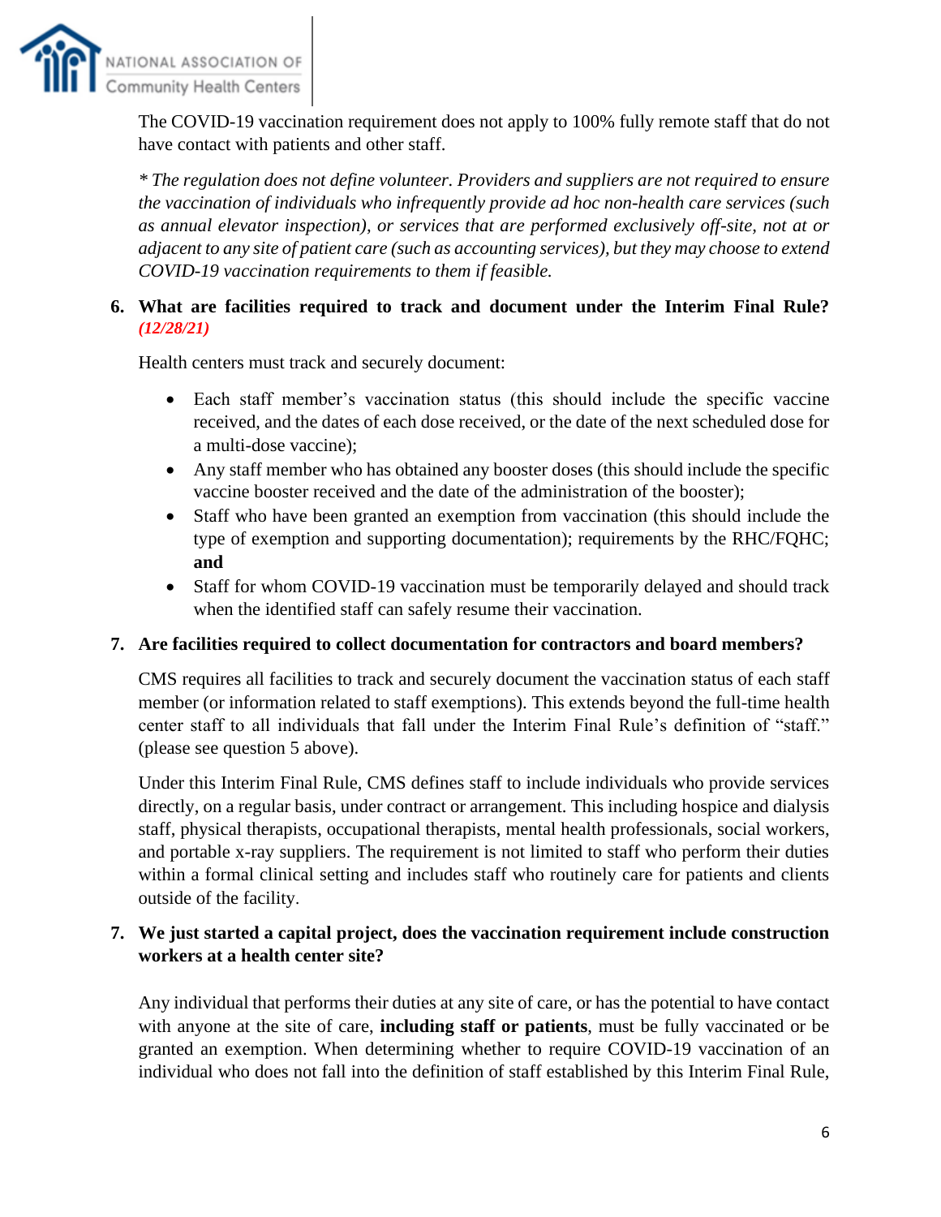The COVID-19 vaccination requirement does not apply to 100% fully remote staff that do not have contact with patients and other staff.

*\* The regulation does not define volunteer. Providers and suppliers are not required to ensure the vaccination of individuals who infrequently provide ad hoc non-health care services (such as annual elevator inspection), or services that are performed exclusively off-site, not at or adjacent to any site of patient care (such as accounting services), but they may choose to extend COVID-19 vaccination requirements to them if feasible.*

**6. What are facilities required to track and document under the Interim Final Rule?** ***(12/28/21)***

Health centers must track and securely document:

- Each staff member's vaccination status (this should include the specific vaccine received, and the dates of each dose received, or the date of the next scheduled dose for a multi-dose vaccine);
- Any staff member who has obtained any booster doses (this should include the specific vaccine booster received and the date of the administration of the booster);
- Staff who have been granted an exemption from vaccination (this should include the type of exemption and supporting documentation); requirements by the RHC/FQHC; **and**
- Staff for whom COVID-19 vaccination must be temporarily delayed and should track when the identified staff can safely resume their vaccination.

**7. Are facilities required to collect documentation for contractors and board members?**

CMS requires all facilities to track and securely document the vaccination status of each staff member (or information related to staff exemptions). This extends beyond the full-time health center staff to all individuals that fall under the Interim Final Rule's definition of "staff." (please see question 5 above).

Under this Interim Final Rule, CMS defines staff to include individuals who provide services directly, on a regular basis, under contract or arrangement. This including hospice and dialysis staff, physical therapists, occupational therapists, mental health professionals, social workers, and portable x-ray suppliers. The requirement is not limited to staff who perform their duties within a formal clinical setting and includes staff who routinely care for patients and clients outside of the facility.

**7. We just started a capital project, does the vaccination requirement include construction workers at a health center site?**

Any individual that performs their duties at any site of care, or has the potential to have contact with anyone at the site of care, **including staff or patients**, must be fully vaccinated or be granted an exemption. When determining whether to require COVID-19 vaccination of an individual who does not fall into the definition of staff established by this Interim Final Rule,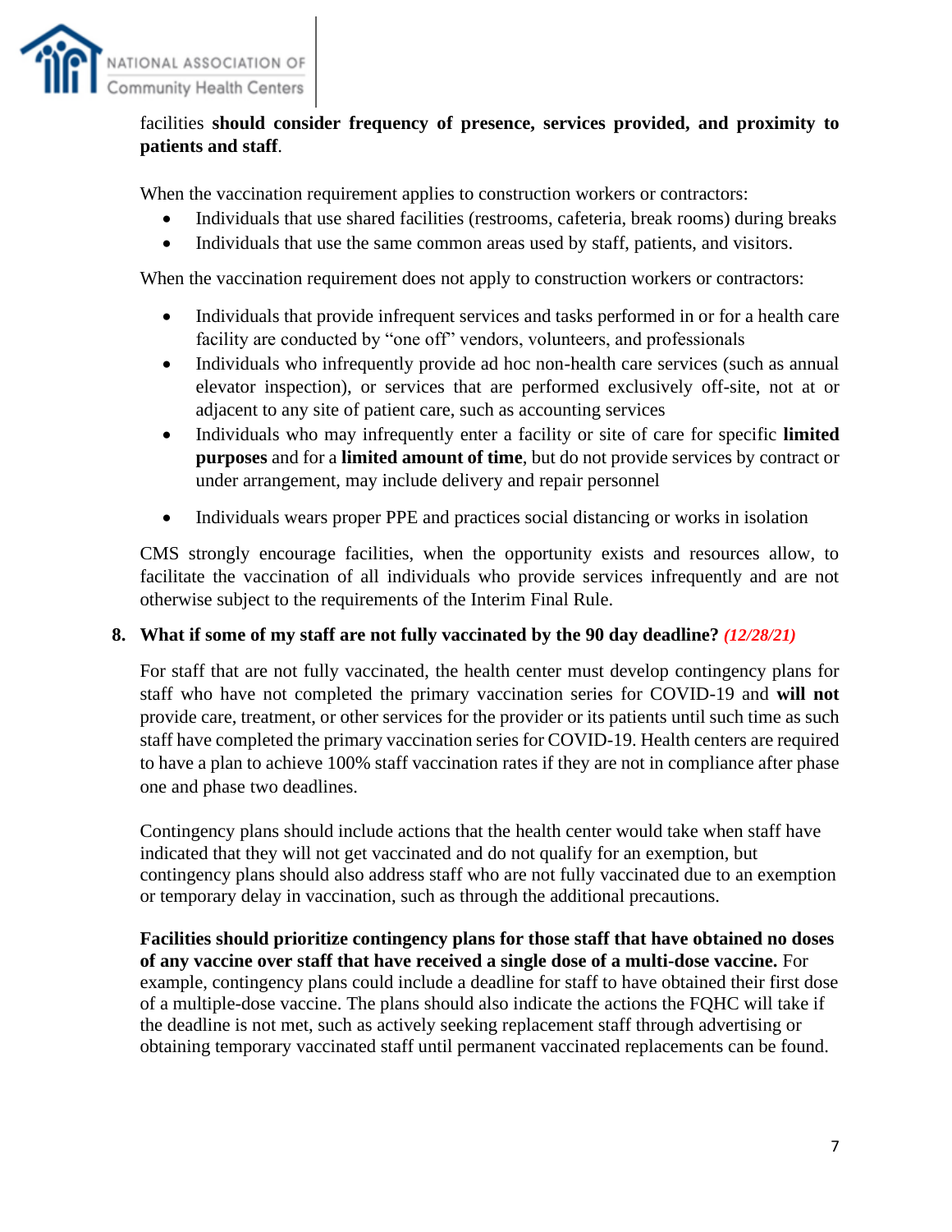facilities **should consider frequency of presence, services provided, and proximity to patients and staff**.

When the vaccination requirement applies to construction workers or contractors:

- Individuals that use shared facilities (restrooms, cafeteria, break rooms) during breaks
- Individuals that use the same common areas used by staff, patients, and visitors.

When the vaccination requirement does not apply to construction workers or contractors:

- Individuals that provide infrequent services and tasks performed in or for a health care facility are conducted by "one off" vendors, volunteers, and professionals
- Individuals who infrequently provide ad hoc non-health care services (such as annual elevator inspection), or services that are performed exclusively off-site, not at or adjacent to any site of patient care, such as accounting services
- Individuals who may infrequently enter a facility or site of care for specific **limited purposes** and for a **limited amount of time**, but do not provide services by contract or under arrangement, may include delivery and repair personnel
- Individuals wears proper PPE and practices social distancing or works in isolation

CMS strongly encourage facilities, when the opportunity exists and resources allow, to facilitate the vaccination of all individuals who provide services infrequently and are not otherwise subject to the requirements of the Interim Final Rule.

**8. What if some of my staff are not fully vaccinated by the 90 day deadline?** ***(12/28/21)***

For staff that are not fully vaccinated, the health center must develop contingency plans for staff who have not completed the primary vaccination series for COVID-19 and **will not** provide care, treatment, or other services for the provider or its patients until such time as such staff have completed the primary vaccination series for COVID-19. Health centers are required to have a plan to achieve 100% staff vaccination rates if they are not in compliance after phase one and phase two deadlines.

Contingency plans should include actions that the health center would take when staff have indicated that they will not get vaccinated and do not qualify for an exemption, but contingency plans should also address staff who are not fully vaccinated due to an exemption or temporary delay in vaccination, such as through the additional precautions.

**Facilities should prioritize contingency plans for those staff that have obtained no doses of any vaccine over staff that have received a single dose of a multi-dose vaccine.** For example, contingency plans could include a deadline for staff to have obtained their first dose of a multiple-dose vaccine. The plans should also indicate the actions the FQHC will take if the deadline is not met, such as actively seeking replacement staff through advertising or obtaining temporary vaccinated staff until permanent vaccinated replacements can be found.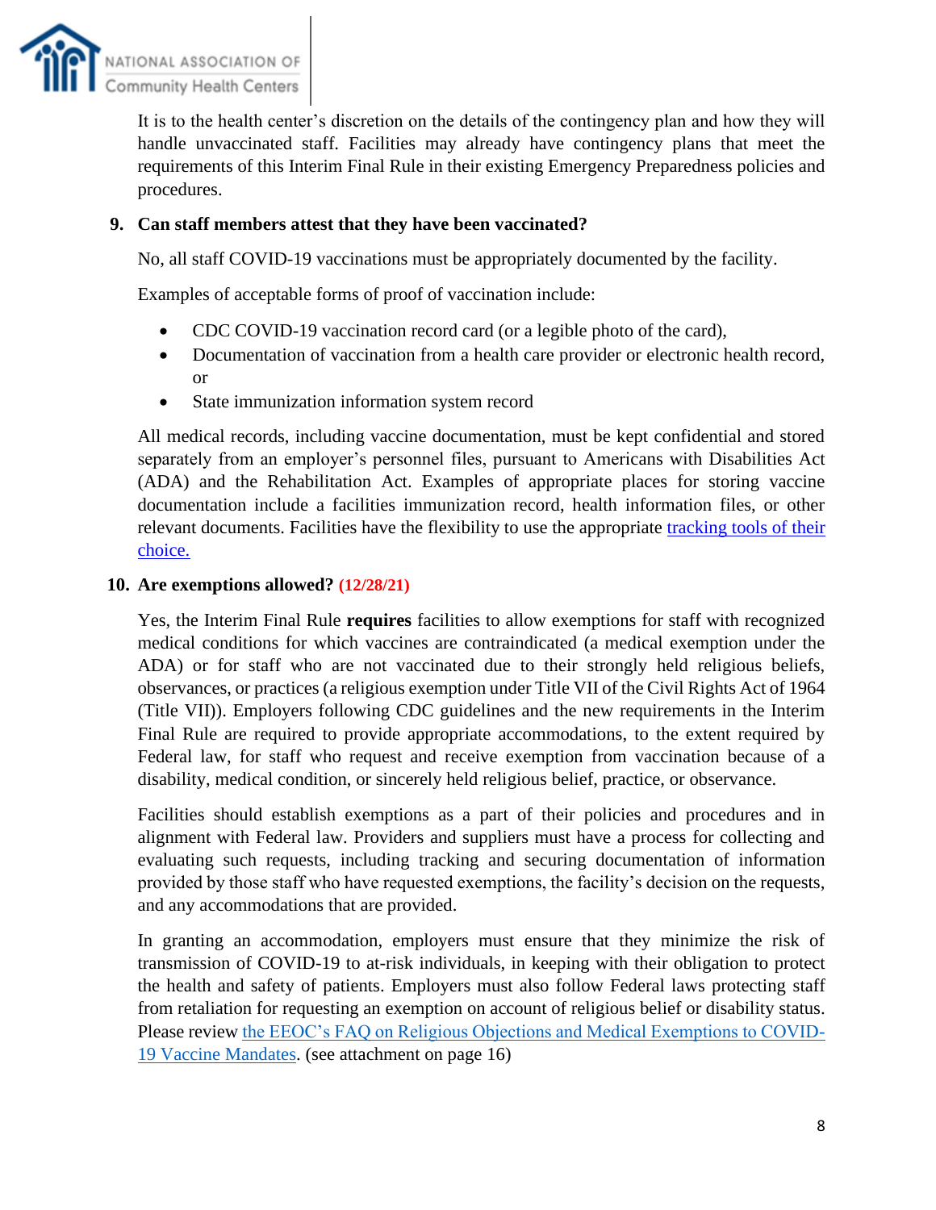It is to the health center's discretion on the details of the contingency plan and how they will handle unvaccinated staff. Facilities may already have contingency plans that meet the requirements of this Interim Final Rule in their existing Emergency Preparedness policies and procedures.

**9. Can staff members attest that they have been vaccinated?**

No, all staff COVID-19 vaccinations must be appropriately documented by the facility.

Examples of acceptable forms of proof of vaccination include:

- CDC COVID-19 vaccination record card (or a legible photo of the card),
- Documentation of vaccination from a health care provider or electronic health record, or
- State immunization information system record

All medical records, including vaccine documentation, must be kept confidential and stored separately from an employer's personnel files, pursuant to Americans with Disabilities Act (ADA) and the Rehabilitation Act. Examples of appropriate places for storing vaccine documentation include a facilities immunization record, health information files, or other relevant documents. Facilities have the flexibility to use the appropriate tracking tools of their choice.

**10. Are exemptions allowed? (12/28/21)**

Yes, the Interim Final Rule **requires** facilities to allow exemptions for staff with recognized medical conditions for which vaccines are contraindicated (a medical exemption under the ADA) or for staff who are not vaccinated due to their strongly held religious beliefs, observances, or practices (a religious exemption under Title VII of the Civil Rights Act of 1964 (Title VII)). Employers following CDC guidelines and the new requirements in the Interim Final Rule are required to provide appropriate accommodations, to the extent required by Federal law, for staff who request and receive exemption from vaccination because of a disability, medical condition, or sincerely held religious belief, practice, or observance.

Facilities should establish exemptions as a part of their policies and procedures and in alignment with Federal law. Providers and suppliers must have a process for collecting and evaluating such requests, including tracking and securing documentation of information provided by those staff who have requested exemptions, the facility's decision on the requests, and any accommodations that are provided.

In granting an accommodation, employers must ensure that they minimize the risk of transmission of COVID-19 to at-risk individuals, in keeping with their obligation to protect the health and safety of patients. Employers must also follow Federal laws protecting staff from retaliation for requesting an exemption on account of religious belief or disability status. Please review the EEOC's FAQ on Religious Objections and Medical Exemptions to COVID-19 Vaccine Mandates. (see attachment on page 16)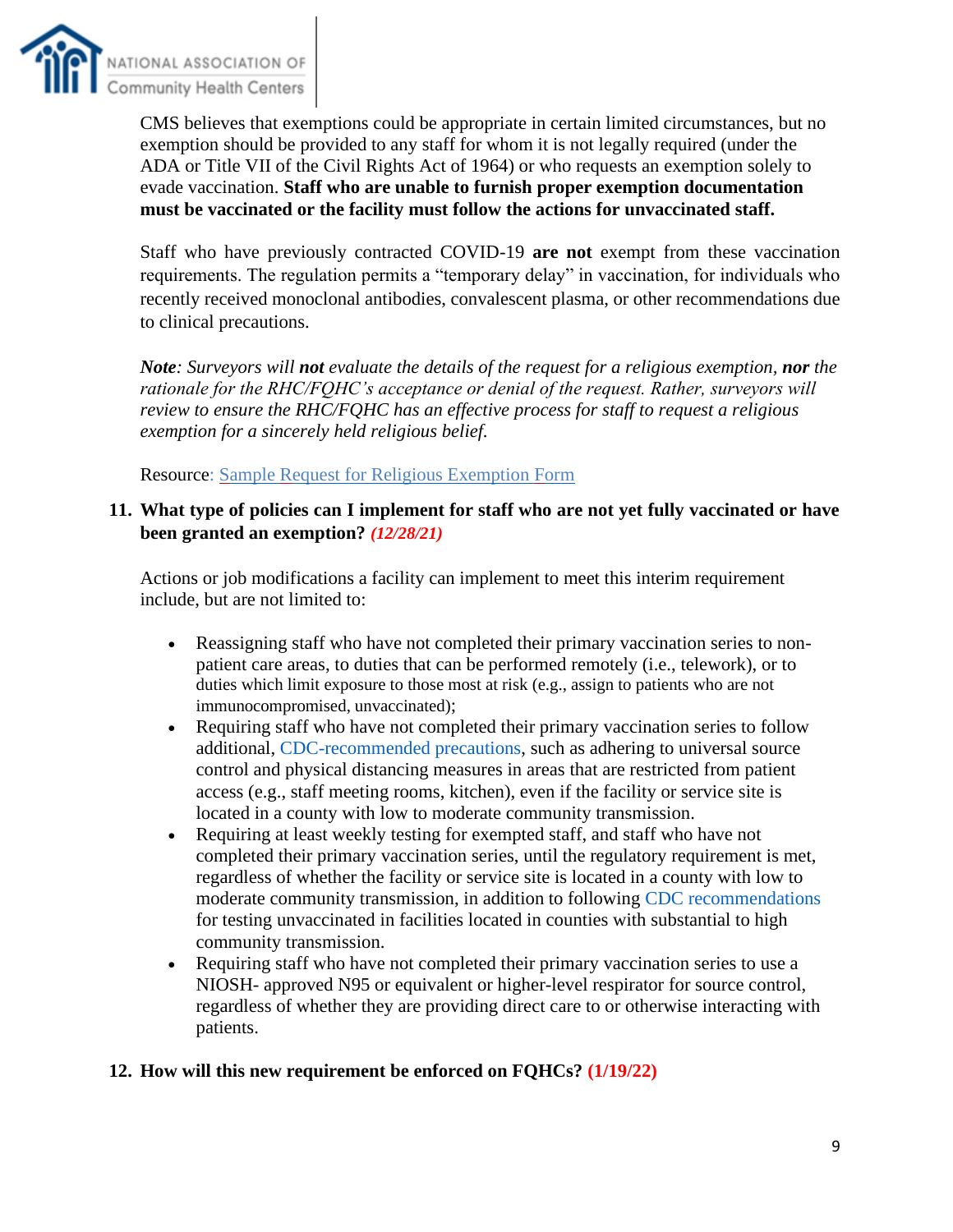CMS believes that exemptions could be appropriate in certain limited circumstances, but no exemption should be provided to any staff for whom it is not legally required (under the ADA or Title VII of the Civil Rights Act of 1964) or who requests an exemption solely to evade vaccination. **Staff who are unable to furnish proper exemption documentation must be vaccinated or the facility must follow the actions for unvaccinated staff.**

Staff who have previously contracted COVID-19 **are not** exempt from these vaccination requirements. The regulation permits a "temporary delay" in vaccination, for individuals who recently received monoclonal antibodies, convalescent plasma, or other recommendations due to clinical precautions.

***Note**: Surveyors will **not** evaluate the details of the request for a religious exemption, **nor** the rationale for the RHC/FQHC's acceptance or denial of the request. Rather, surveyors will review to ensure the RHC/FQHC has an effective process for staff to request a religious exemption for a sincerely held religious belief.*

Resource: Sample Request for Religious Exemption Form

**11. What type of policies can I implement for staff who are not yet fully vaccinated or have been granted an exemption? *(12/28/21)***

Actions or job modifications a facility can implement to meet this interim requirement include, but are not limited to:

- Reassigning staff who have not completed their primary vaccination series to non-patient care areas, to duties that can be performed remotely (i.e., telework), or to duties which limit exposure to those most at risk (e.g., assign to patients who are not immunocompromised, unvaccinated);
- Requiring staff who have not completed their primary vaccination series to follow additional, CDC-recommended precautions, such as adhering to universal source control and physical distancing measures in areas that are restricted from patient access (e.g., staff meeting rooms, kitchen), even if the facility or service site is located in a county with low to moderate community transmission.
- Requiring at least weekly testing for exempted staff, and staff who have not completed their primary vaccination series, until the regulatory requirement is met, regardless of whether the facility or service site is located in a county with low to moderate community transmission, in addition to following CDC recommendations for testing unvaccinated in facilities located in counties with substantial to high community transmission.
- Requiring staff who have not completed their primary vaccination series to use a NIOSH- approved N95 or equivalent or higher-level respirator for source control, regardless of whether they are providing direct care to or otherwise interacting with patients.

**12. How will this new requirement be enforced on FQHCs? (1/19/22)**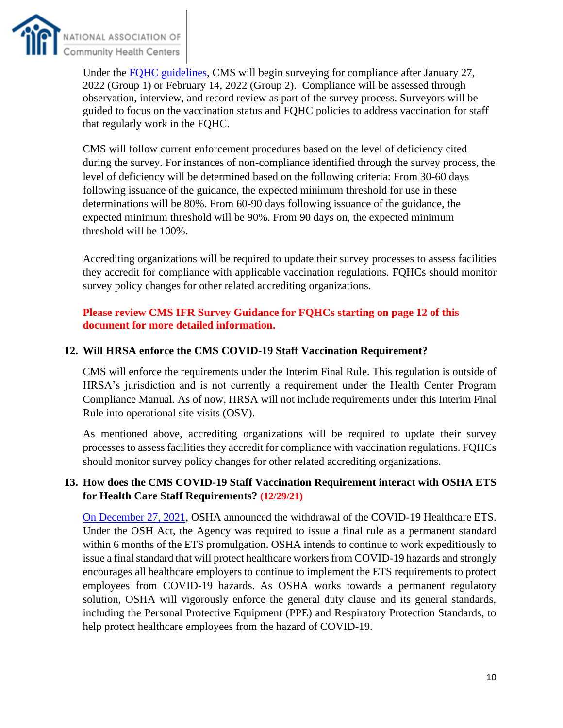Under the [FQHC guidelines](), CMS will begin surveying for compliance after January 27, 2022 (Group 1) or February 14, 2022 (Group 2). Compliance will be assessed through observation, interview, and record review as part of the survey process. Surveyors will be guided to focus on the vaccination status and FQHC policies to address vaccination for staff that regularly work in the FQHC.

CMS will follow current enforcement procedures based on the level of deficiency cited during the survey. For instances of non-compliance identified through the survey process, the level of deficiency will be determined based on the following criteria: From 30-60 days following issuance of the guidance, the expected minimum threshold for use in these determinations will be 80%. From 60-90 days following issuance of the guidance, the expected minimum threshold will be 90%. From 90 days on, the expected minimum threshold will be 100%.

Accrediting organizations will be required to update their survey processes to assess facilities they accredit for compliance with applicable vaccination regulations. FQHCs should monitor survey policy changes for other related accrediting organizations.

**Please review CMS IFR Survey Guidance for FQHCs starting on page 12 of this document for more detailed information.**

**12. Will HRSA enforce the CMS COVID-19 Staff Vaccination Requirement?**

CMS will enforce the requirements under the Interim Final Rule. This regulation is outside of HRSA's jurisdiction and is not currently a requirement under the Health Center Program Compliance Manual. As of now, HRSA will not include requirements under this Interim Final Rule into operational site visits (OSV).

As mentioned above, accrediting organizations will be required to update their survey processes to assess facilities they accredit for compliance with vaccination regulations. FQHCs should monitor survey policy changes for other related accrediting organizations.

**13. How does the CMS COVID-19 Staff Vaccination Requirement interact with OSHA ETS for Health Care Staff Requirements? (12/29/21)**

[On December 27, 2021](), OSHA announced the withdrawal of the COVID-19 Healthcare ETS. Under the OSH Act, the Agency was required to issue a final rule as a permanent standard within 6 months of the ETS promulgation. OSHA intends to continue to work expeditiously to issue a final standard that will protect healthcare workers from COVID-19 hazards and strongly encourages all healthcare employers to continue to implement the ETS requirements to protect employees from COVID-19 hazards. As OSHA works towards a permanent regulatory solution, OSHA will vigorously enforce the general duty clause and its general standards, including the Personal Protective Equipment (PPE) and Respiratory Protection Standards, to help protect healthcare employees from the hazard of COVID-19.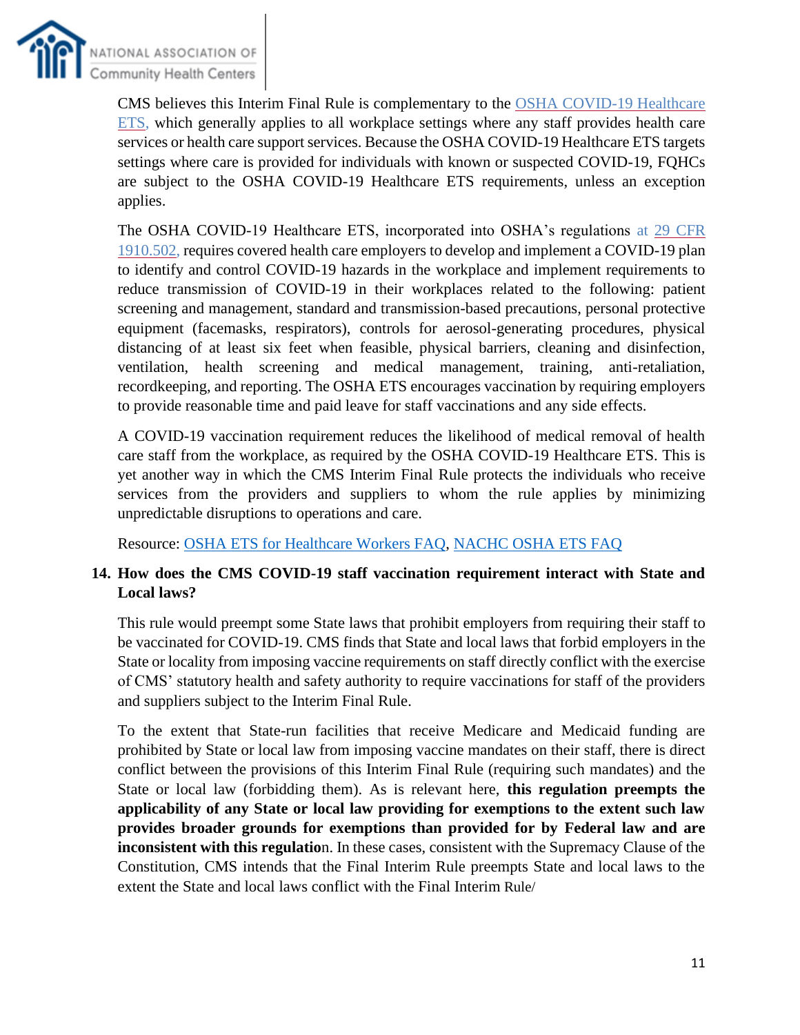CMS believes this Interim Final Rule is complementary to the OSHA COVID-19 Healthcare ETS, which generally applies to all workplace settings where any staff provides health care services or health care support services. Because the OSHA COVID-19 Healthcare ETS targets settings where care is provided for individuals with known or suspected COVID-19, FQHCs are subject to the OSHA COVID-19 Healthcare ETS requirements, unless an exception applies.

The OSHA COVID-19 Healthcare ETS, incorporated into OSHA's regulations at 29 CFR 1910.502, requires covered health care employers to develop and implement a COVID-19 plan to identify and control COVID-19 hazards in the workplace and implement requirements to reduce transmission of COVID-19 in their workplaces related to the following: patient screening and management, standard and transmission-based precautions, personal protective equipment (facemasks, respirators), controls for aerosol-generating procedures, physical distancing of at least six feet when feasible, physical barriers, cleaning and disinfection, ventilation, health screening and medical management, training, anti-retaliation, recordkeeping, and reporting. The OSHA ETS encourages vaccination by requiring employers to provide reasonable time and paid leave for staff vaccinations and any side effects.

A COVID-19 vaccination requirement reduces the likelihood of medical removal of health care staff from the workplace, as required by the OSHA COVID-19 Healthcare ETS. This is yet another way in which the CMS Interim Final Rule protects the individuals who receive services from the providers and suppliers to whom the rule applies by minimizing unpredictable disruptions to operations and care.

Resource: OSHA ETS for Healthcare Workers FAQ, NACHC OSHA ETS FAQ

**14. How does the CMS COVID-19 staff vaccination requirement interact with State and Local laws?**

This rule would preempt some State laws that prohibit employers from requiring their staff to be vaccinated for COVID-19. CMS finds that State and local laws that forbid employers in the State or locality from imposing vaccine requirements on staff directly conflict with the exercise of CMS' statutory health and safety authority to require vaccinations for staff of the providers and suppliers subject to the Interim Final Rule.

To the extent that State-run facilities that receive Medicare and Medicaid funding are prohibited by State or local law from imposing vaccine mandates on their staff, there is direct conflict between the provisions of this Interim Final Rule (requiring such mandates) and the State or local law (forbidding them). As is relevant here, **this regulation preempts the applicability of any State or local law providing for exemptions to the extent such law provides broader grounds for exemptions than provided for by Federal law and are inconsistent with this regulatio**n. In these cases, consistent with the Supremacy Clause of the Constitution, CMS intends that the Final Interim Rule preempts State and local laws to the extent the State and local laws conflict with the Final Interim Rule/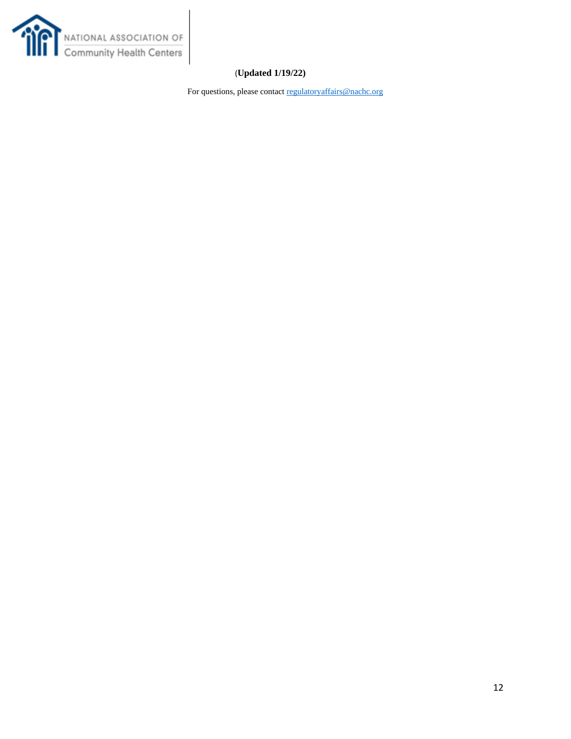(**Updated 1/19/22)**

For questions, please contact [regulatoryaffairs@nachc.org](mailto:regulatoryaffairs@nachc.org)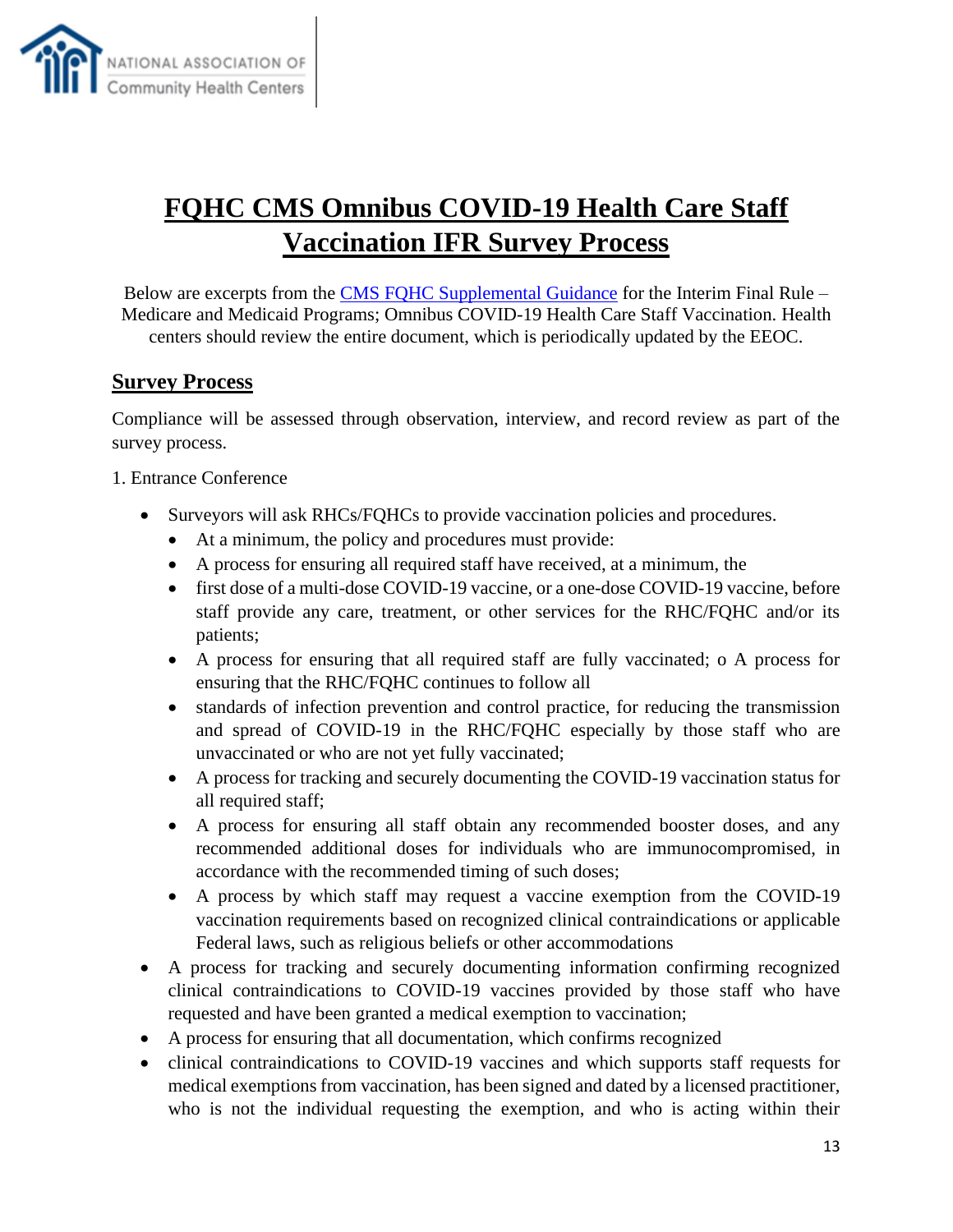# FQHC CMS Omnibus COVID-19 Health Care Staff Vaccination IFR Survey Process

Below are excerpts from the [CMS FQHC Supplemental Guidance](#) for the Interim Final Rule – Medicare and Medicaid Programs; Omnibus COVID-19 Health Care Staff Vaccination. Health centers should review the entire document, which is periodically updated by the EEOC.

## Survey Process

Compliance will be assessed through observation, interview, and record review as part of the survey process.

1. Entrance Conference

- Surveyors will ask RHCs/FQHCs to provide vaccination policies and procedures.
  - At a minimum, the policy and procedures must provide:
  - A process for ensuring all required staff have received, at a minimum, the
  - first dose of a multi-dose COVID-19 vaccine, or a one-dose COVID-19 vaccine, before staff provide any care, treatment, or other services for the RHC/FQHC and/or its patients;
  - A process for ensuring that all required staff are fully vaccinated; o A process for ensuring that the RHC/FQHC continues to follow all
  - standards of infection prevention and control practice, for reducing the transmission and spread of COVID-19 in the RHC/FQHC especially by those staff who are unvaccinated or who are not yet fully vaccinated;
  - A process for tracking and securely documenting the COVID-19 vaccination status for all required staff;
  - A process for ensuring all staff obtain any recommended booster doses, and any recommended additional doses for individuals who are immunocompromised, in accordance with the recommended timing of such doses;
  - A process by which staff may request a vaccine exemption from the COVID-19 vaccination requirements based on recognized clinical contraindications or applicable Federal laws, such as religious beliefs or other accommodations
- A process for tracking and securely documenting information confirming recognized clinical contraindications to COVID-19 vaccines provided by those staff who have requested and have been granted a medical exemption to vaccination;
- A process for ensuring that all documentation, which confirms recognized
- clinical contraindications to COVID-19 vaccines and which supports staff requests for medical exemptions from vaccination, has been signed and dated by a licensed practitioner, who is not the individual requesting the exemption, and who is acting within their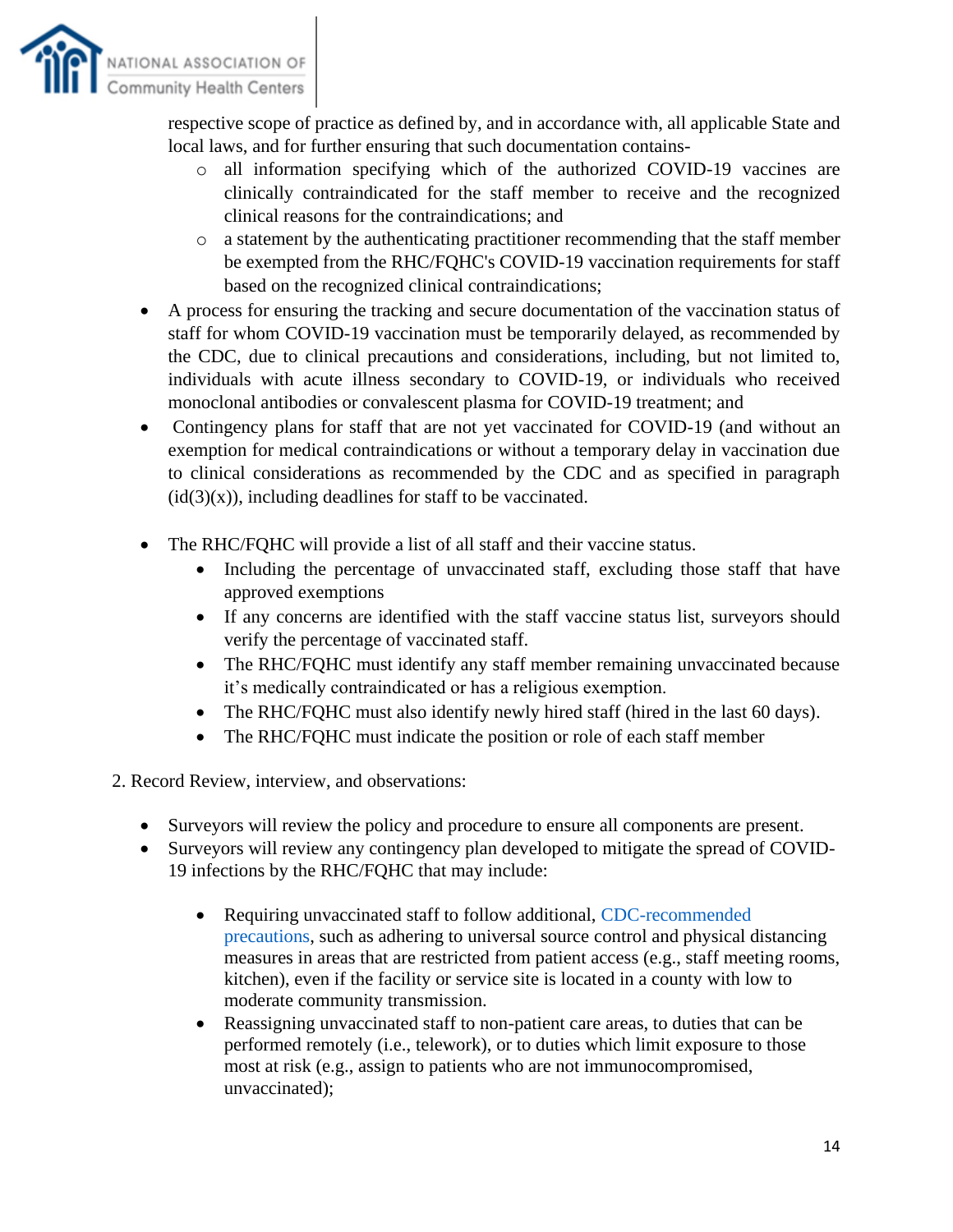respective scope of practice as defined by, and in accordance with, all applicable State and local laws, and for further ensuring that such documentation contains-
    - all information specifying which of the authorized COVID-19 vaccines are clinically contraindicated for the staff member to receive and the recognized clinical reasons for the contraindications; and
    - a statement by the authenticating practitioner recommending that the staff member be exempted from the RHC/FQHC's COVID-19 vaccination requirements for staff based on the recognized clinical contraindications;
- A process for ensuring the tracking and secure documentation of the vaccination status of staff for whom COVID-19 vaccination must be temporarily delayed, as recommended by the CDC, due to clinical precautions and considerations, including, but not limited to, individuals with acute illness secondary to COVID-19, or individuals who received monoclonal antibodies or convalescent plasma for COVID-19 treatment; and
- Contingency plans for staff that are not yet vaccinated for COVID-19 (and without an exemption for medical contraindications or without a temporary delay in vaccination due to clinical considerations as recommended by the CDC and as specified in paragraph (id(3)(x)), including deadlines for staff to be vaccinated.

- The RHC/FQHC will provide a list of all staff and their vaccine status.
    - Including the percentage of unvaccinated staff, excluding those staff that have approved exemptions
    - If any concerns are identified with the staff vaccine status list, surveyors should verify the percentage of vaccinated staff.
    - The RHC/FQHC must identify any staff member remaining unvaccinated because it's medically contraindicated or has a religious exemption.
    - The RHC/FQHC must also identify newly hired staff (hired in the last 60 days).
    - The RHC/FQHC must indicate the position or role of each staff member

2. Record Review, interview, and observations:

- Surveyors will review the policy and procedure to ensure all components are present.
- Surveyors will review any contingency plan developed to mitigate the spread of COVID-19 infections by the RHC/FQHC that may include:

    - Requiring unvaccinated staff to follow additional, CDC-recommended precautions, such as adhering to universal source control and physical distancing measures in areas that are restricted from patient access (e.g., staff meeting rooms, kitchen), even if the facility or service site is located in a county with low to moderate community transmission.
    - Reassigning unvaccinated staff to non-patient care areas, to duties that can be performed remotely (i.e., telework), or to duties which limit exposure to those most at risk (e.g., assign to patients who are not immunocompromised, unvaccinated);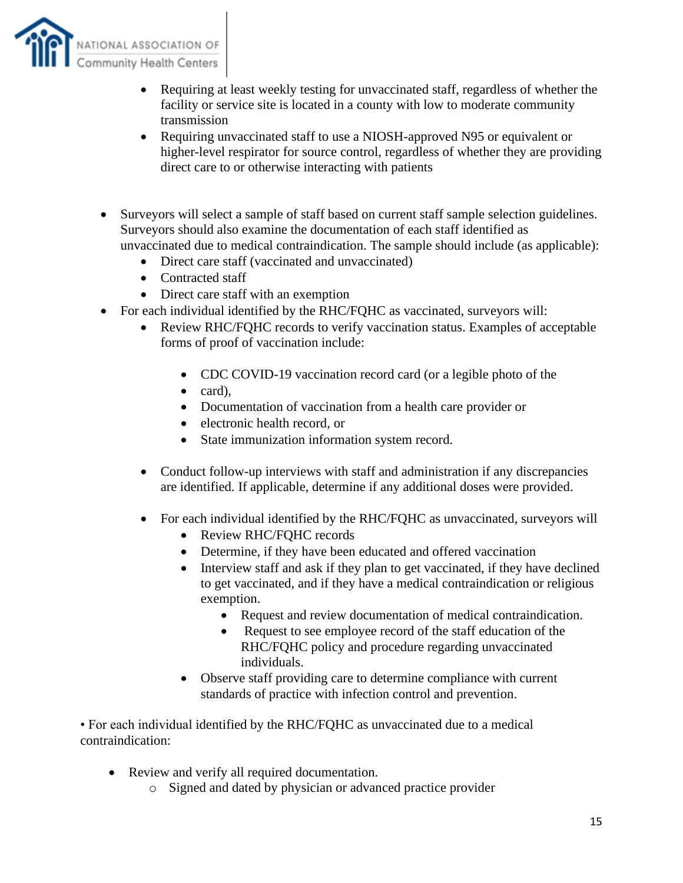- Requiring at least weekly testing for unvaccinated staff, regardless of whether the facility or service site is located in a county with low to moderate community transmission
- Requiring unvaccinated staff to use a NIOSH-approved N95 or equivalent or higher-level respirator for source control, regardless of whether they are providing direct care to or otherwise interacting with patients

- Surveyors will select a sample of staff based on current staff sample selection guidelines. Surveyors should also examine the documentation of each staff identified as unvaccinated due to medical contraindication. The sample should include (as applicable):
  - Direct care staff (vaccinated and unvaccinated)
  - Contracted staff
  - Direct care staff with an exemption
- For each individual identified by the RHC/FQHC as vaccinated, surveyors will:
  - Review RHC/FQHC records to verify vaccination status. Examples of acceptable forms of proof of vaccination include:
    - CDC COVID-19 vaccination record card (or a legible photo of the
    - card),
    - Documentation of vaccination from a health care provider or
    - electronic health record, or
    - State immunization information system record.
  - Conduct follow-up interviews with staff and administration if any discrepancies are identified. If applicable, determine if any additional doses were provided.
  - For each individual identified by the RHC/FQHC as unvaccinated, surveyors will
    - Review RHC/FQHC records
    - Determine, if they have been educated and offered vaccination
    - Interview staff and ask if they plan to get vaccinated, if they have declined to get vaccinated, and if they have a medical contraindication or religious exemption.
      - Request and review documentation of medical contraindication.
      - Request to see employee record of the staff education of the RHC/FQHC policy and procedure regarding unvaccinated individuals.
    - Observe staff providing care to determine compliance with current standards of practice with infection control and prevention.

• For each individual identified by the RHC/FQHC as unvaccinated due to a medical contraindication:

- Review and verify all required documentation.
  - Signed and dated by physician or advanced practice provider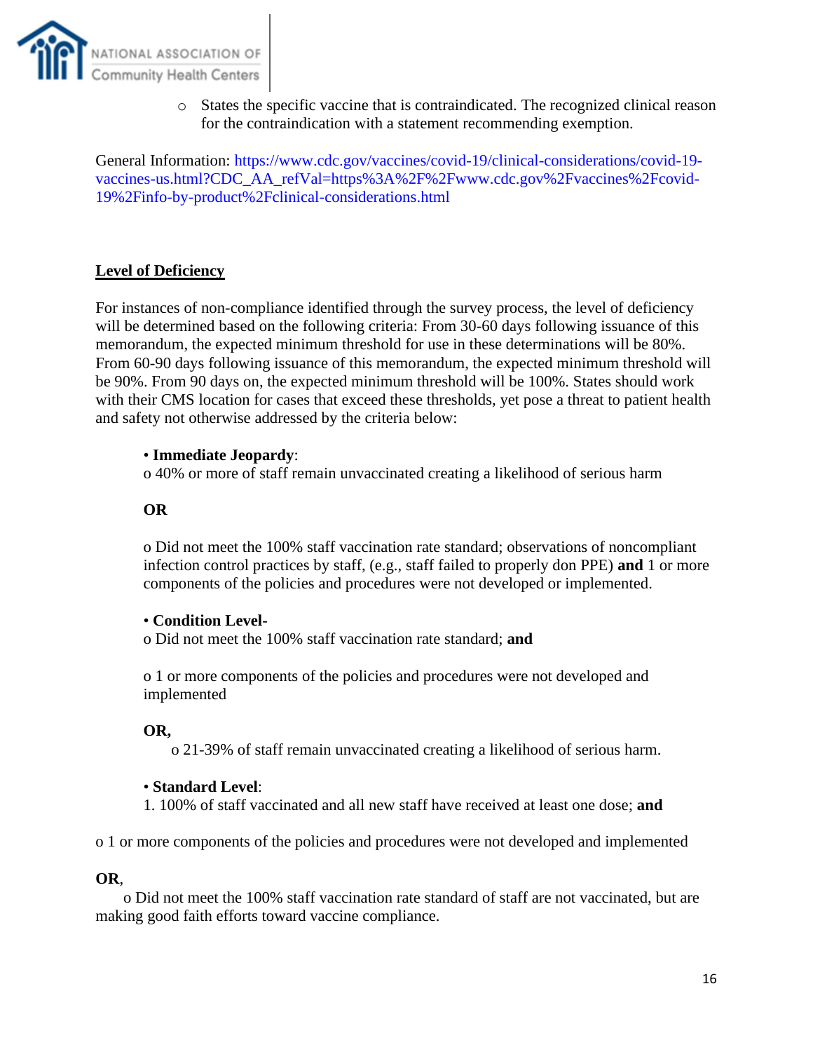- States the specific vaccine that is contraindicated. The recognized clinical reason for the contraindication with a statement recommending exemption.

General Information: https://www.cdc.gov/vaccines/covid-19/clinical-considerations/covid-19-vaccines-us.html?CDC_AA_refVal=https%3A%2F%2Fwww.cdc.gov%2Fvaccines%2Fcovid-19%2Finfo-by-product%2Fclinical-considerations.html

**Level of Deficiency**

For instances of non-compliance identified through the survey process, the level of deficiency will be determined based on the following criteria: From 30-60 days following issuance of this memorandum, the expected minimum threshold for use in these determinations will be 80%. From 60-90 days following issuance of this memorandum, the expected minimum threshold will be 90%. From 90 days on, the expected minimum threshold will be 100%. States should work with their CMS location for cases that exceed these thresholds, yet pose a threat to patient health and safety not otherwise addressed by the criteria below:

• **Immediate Jeopardy**:
o 40% or more of staff remain unvaccinated creating a likelihood of serious harm

**OR**

o Did not meet the 100% staff vaccination rate standard; observations of noncompliant infection control practices by staff, (e.g., staff failed to properly don PPE) **and** 1 or more components of the policies and procedures were not developed or implemented.

• **Condition Level-**
o Did not meet the 100% staff vaccination rate standard; **and**

o 1 or more components of the policies and procedures were not developed and implemented

**OR,**
o 21-39% of staff remain unvaccinated creating a likelihood of serious harm.

• **Standard Level**:
1. 100% of staff vaccinated and all new staff have received at least one dose; **and**

o 1 or more components of the policies and procedures were not developed and implemented

**OR**,
o Did not meet the 100% staff vaccination rate standard of staff are not vaccinated, but are making good faith efforts toward vaccine compliance.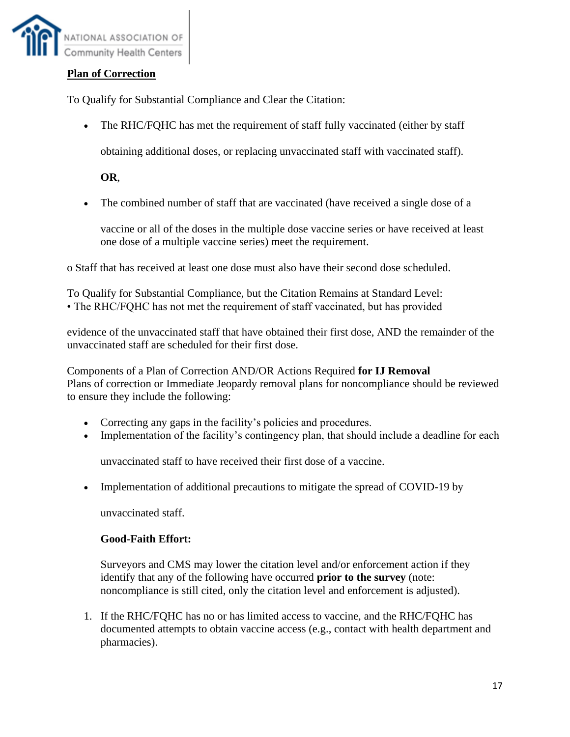**Plan of Correction**

To Qualify for Substantial Compliance and Clear the Citation:

- The RHC/FQHC has met the requirement of staff fully vaccinated (either by staff obtaining additional doses, or replacing unvaccinated staff with vaccinated staff).

  **OR**,

- The combined number of staff that are vaccinated (have received a single dose of a vaccine or all of the doses in the multiple dose vaccine series or have received at least one dose of a multiple vaccine series) meet the requirement.

o Staff that has received at least one dose must also have their second dose scheduled.

To Qualify for Substantial Compliance, but the Citation Remains at Standard Level:
• The RHC/FQHC has not met the requirement of staff vaccinated, but has provided evidence of the unvaccinated staff that have obtained their first dose, AND the remainder of the unvaccinated staff are scheduled for their first dose.

Components of a Plan of Correction AND/OR Actions Required **for IJ Removal**
Plans of correction or Immediate Jeopardy removal plans for noncompliance should be reviewed to ensure they include the following:

- Correcting any gaps in the facility's policies and procedures.
- Implementation of the facility's contingency plan, that should include a deadline for each unvaccinated staff to have received their first dose of a vaccine.
- Implementation of additional precautions to mitigate the spread of COVID-19 by unvaccinated staff.

  **Good-Faith Effort:**

  Surveyors and CMS may lower the citation level and/or enforcement action if they identify that any of the following have occurred **prior to the survey** (note: noncompliance is still cited, only the citation level and enforcement is adjusted).

1. If the RHC/FQHC has no or has limited access to vaccine, and the RHC/FQHC has documented attempts to obtain vaccine access (e.g., contact with health department and pharmacies).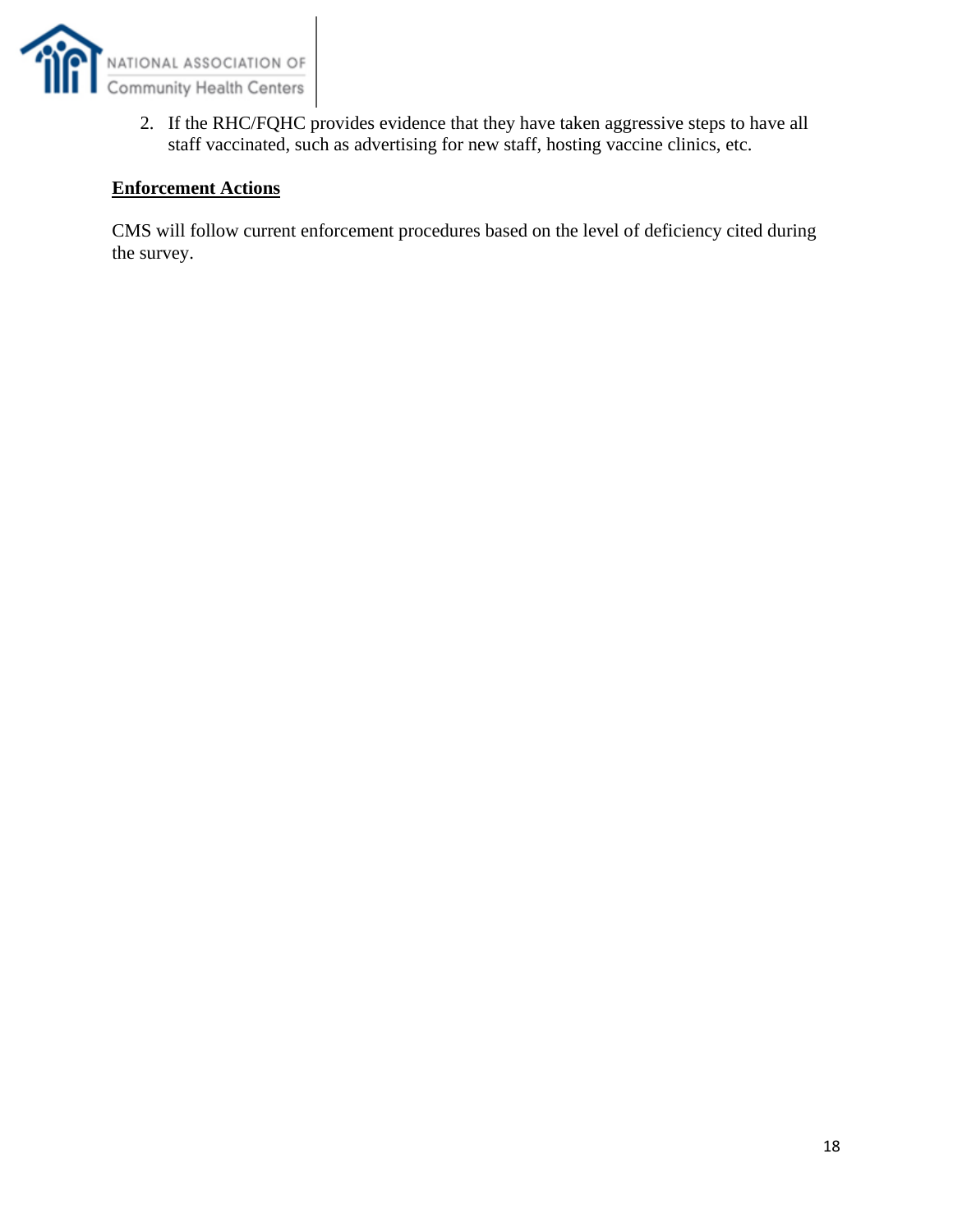2. If the RHC/FQHC provides evidence that they have taken aggressive steps to have all staff vaccinated, such as advertising for new staff, hosting vaccine clinics, etc.

**Enforcement Actions**

CMS will follow current enforcement procedures based on the level of deficiency cited during the survey.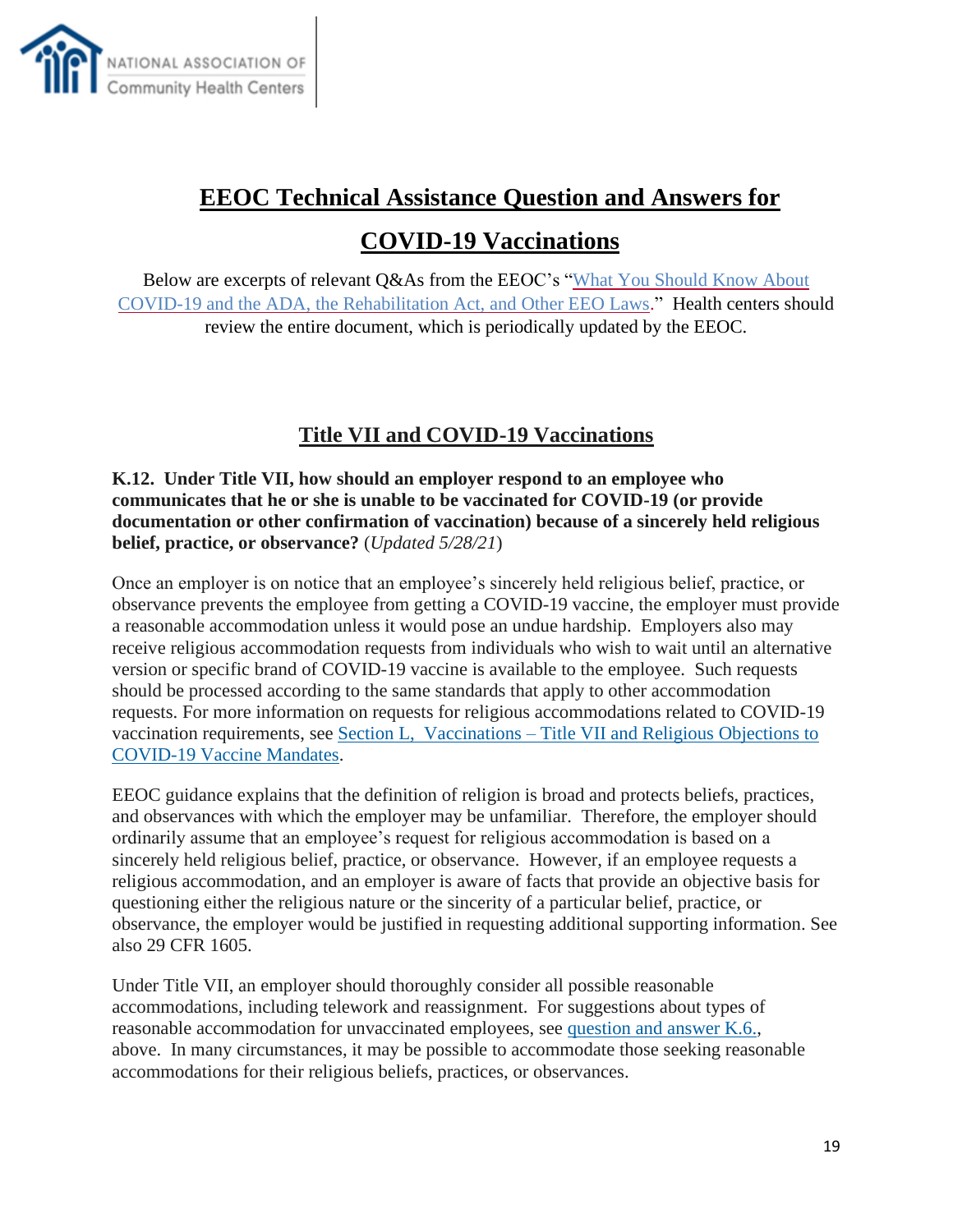# EEOC Technical Assistance Question and Answers for COVID-19 Vaccinations

Below are excerpts of relevant Q&As from the EEOC's "What You Should Know About COVID-19 and the ADA, the Rehabilitation Act, and Other EEO Laws." Health centers should review the entire document, which is periodically updated by the EEOC.

## Title VII and COVID-19 Vaccinations

**K.12. Under Title VII, how should an employer respond to an employee who communicates that he or she is unable to be vaccinated for COVID-19 (or provide documentation or other confirmation of vaccination) because of a sincerely held religious belief, practice, or observance?** (*Updated 5/28/21*)

Once an employer is on notice that an employee's sincerely held religious belief, practice, or observance prevents the employee from getting a COVID-19 vaccine, the employer must provide a reasonable accommodation unless it would pose an undue hardship. Employers also may receive religious accommodation requests from individuals who wish to wait until an alternative version or specific brand of COVID-19 vaccine is available to the employee. Such requests should be processed according to the same standards that apply to other accommodation requests. For more information on requests for religious accommodations related to COVID-19 vaccination requirements, see Section L, Vaccinations – Title VII and Religious Objections to COVID-19 Vaccine Mandates.

EEOC guidance explains that the definition of religion is broad and protects beliefs, practices, and observances with which the employer may be unfamiliar. Therefore, the employer should ordinarily assume that an employee's request for religious accommodation is based on a sincerely held religious belief, practice, or observance. However, if an employee requests a religious accommodation, and an employer is aware of facts that provide an objective basis for questioning either the religious nature or the sincerity of a particular belief, practice, or observance, the employer would be justified in requesting additional supporting information. See also 29 CFR 1605.

Under Title VII, an employer should thoroughly consider all possible reasonable accommodations, including telework and reassignment. For suggestions about types of reasonable accommodation for unvaccinated employees, see question and answer K.6., above. In many circumstances, it may be possible to accommodate those seeking reasonable accommodations for their religious beliefs, practices, or observances.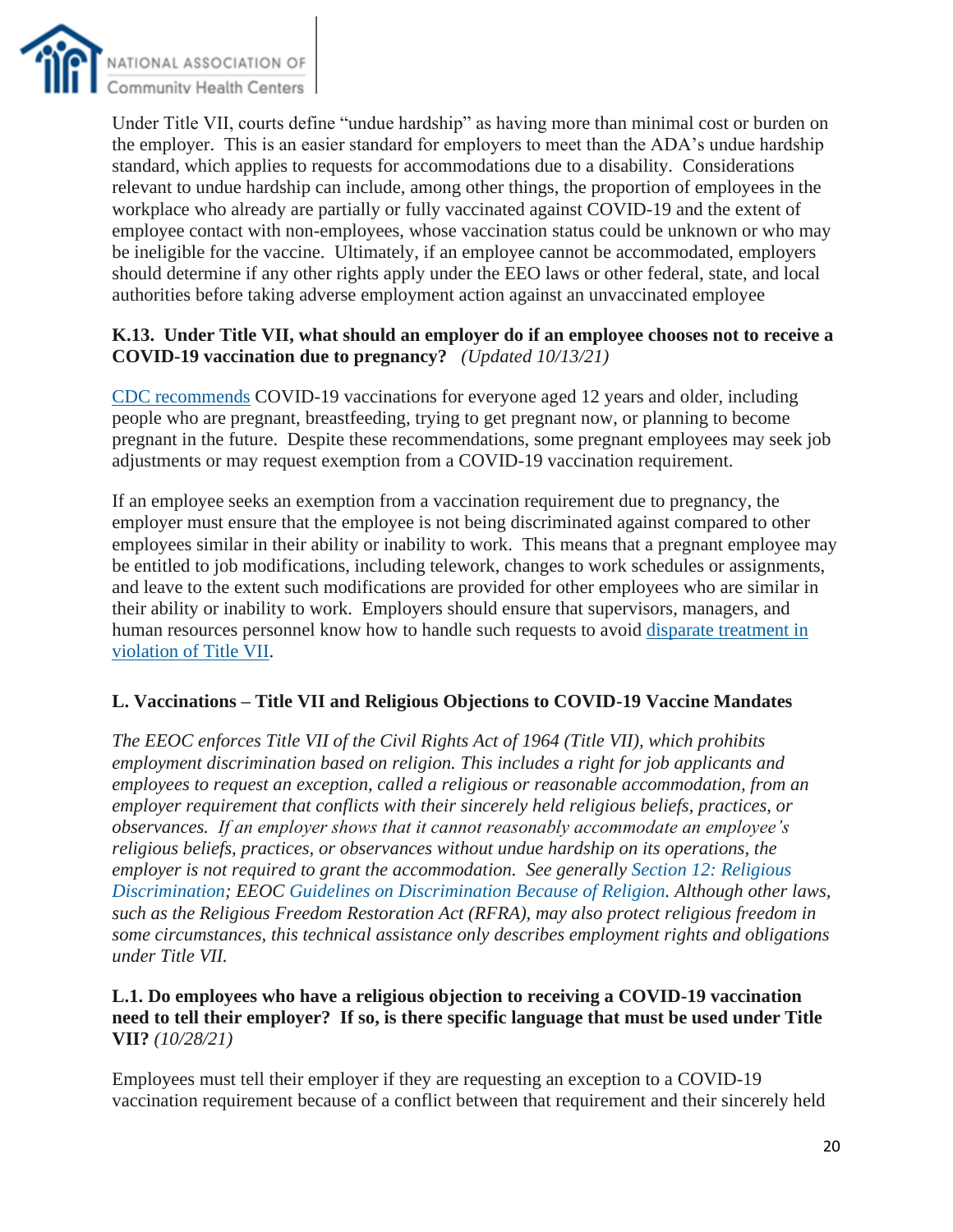Under Title VII, courts define "undue hardship" as having more than minimal cost or burden on the employer. This is an easier standard for employers to meet than the ADA's undue hardship standard, which applies to requests for accommodations due to a disability. Considerations relevant to undue hardship can include, among other things, the proportion of employees in the workplace who already are partially or fully vaccinated against COVID-19 and the extent of employee contact with non-employees, whose vaccination status could be unknown or who may be ineligible for the vaccine. Ultimately, if an employee cannot be accommodated, employers should determine if any other rights apply under the EEO laws or other federal, state, and local authorities before taking adverse employment action against an unvaccinated employee

**K.13. Under Title VII, what should an employer do if an employee chooses not to receive a COVID-19 vaccination due to pregnancy?** *(Updated 10/13/21)*

CDC recommends COVID-19 vaccinations for everyone aged 12 years and older, including people who are pregnant, breastfeeding, trying to get pregnant now, or planning to become pregnant in the future. Despite these recommendations, some pregnant employees may seek job adjustments or may request exemption from a COVID-19 vaccination requirement.

If an employee seeks an exemption from a vaccination requirement due to pregnancy, the employer must ensure that the employee is not being discriminated against compared to other employees similar in their ability or inability to work. This means that a pregnant employee may be entitled to job modifications, including telework, changes to work schedules or assignments, and leave to the extent such modifications are provided for other employees who are similar in their ability or inability to work. Employers should ensure that supervisors, managers, and human resources personnel know how to handle such requests to avoid disparate treatment in violation of Title VII.

## L. Vaccinations – Title VII and Religious Objections to COVID-19 Vaccine Mandates

*The EEOC enforces Title VII of the Civil Rights Act of 1964 (Title VII), which prohibits employment discrimination based on religion. This includes a right for job applicants and employees to request an exception, called a religious or reasonable accommodation, from an employer requirement that conflicts with their sincerely held religious beliefs, practices, or observances. If an employer shows that it cannot reasonably accommodate an employee's religious beliefs, practices, or observances without undue hardship on its operations, the employer is not required to grant the accommodation. See generally Section 12: Religious Discrimination; EEOC Guidelines on Discrimination Because of Religion. Although other laws, such as the Religious Freedom Restoration Act (RFRA), may also protect religious freedom in some circumstances, this technical assistance only describes employment rights and obligations under Title VII.*

**L.1. Do employees who have a religious objection to receiving a COVID-19 vaccination need to tell their employer? If so, is there specific language that must be used under Title VII?** *(10/28/21)*

Employees must tell their employer if they are requesting an exception to a COVID-19 vaccination requirement because of a conflict between that requirement and their sincerely held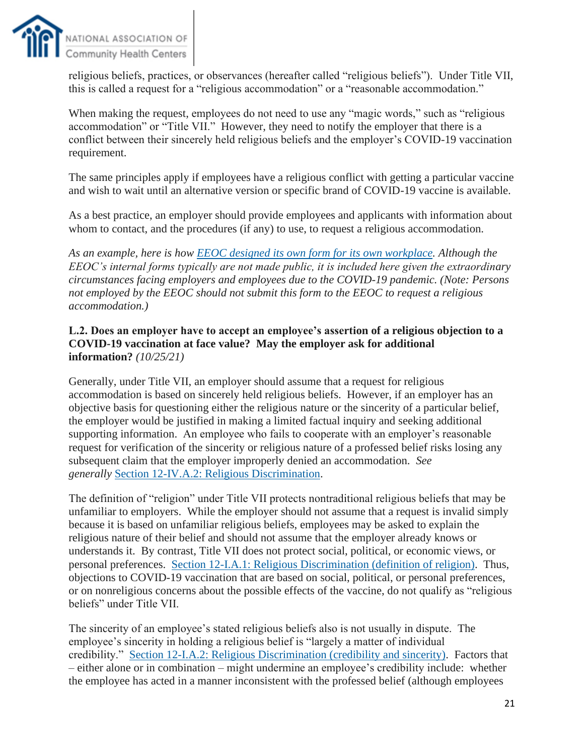religious beliefs, practices, or observances (hereafter called "religious beliefs"). Under Title VII, this is called a request for a "religious accommodation" or a "reasonable accommodation."

When making the request, employees do not need to use any "magic words," such as "religious accommodation" or "Title VII." However, they need to notify the employer that there is a conflict between their sincerely held religious beliefs and the employer's COVID-19 vaccination requirement.

The same principles apply if employees have a religious conflict with getting a particular vaccine and wish to wait until an alternative version or specific brand of COVID-19 vaccine is available.

As a best practice, an employer should provide employees and applicants with information about whom to contact, and the procedures (if any) to use, to request a religious accommodation.

*As an example, here is how [EEOC designed its own form for its own workplace](). Although the EEOC's internal forms typically are not made public, it is included here given the extraordinary circumstances facing employers and employees due to the COVID-19 pandemic. (Note: Persons not employed by the EEOC should not submit this form to the EEOC to request a religious accommodation.)*

**L.2. Does an employer have to accept an employee's assertion of a religious objection to a COVID-19 vaccination at face value? May the employer ask for additional information?** *(10/25/21)*

Generally, under Title VII, an employer should assume that a request for religious accommodation is based on sincerely held religious beliefs. However, if an employer has an objective basis for questioning either the religious nature or the sincerity of a particular belief, the employer would be justified in making a limited factual inquiry and seeking additional supporting information. An employee who fails to cooperate with an employer's reasonable request for verification of the sincerity or religious nature of a professed belief risks losing any subsequent claim that the employer improperly denied an accommodation. *See generally* [Section 12-IV.A.2: Religious Discrimination]().

The definition of "religion" under Title VII protects nontraditional religious beliefs that may be unfamiliar to employers. While the employer should not assume that a request is invalid simply because it is based on unfamiliar religious beliefs, employees may be asked to explain the religious nature of their belief and should not assume that the employer already knows or understands it. By contrast, Title VII does not protect social, political, or economic views, or personal preferences. [Section 12-I.A.1: Religious Discrimination (definition of religion)](). Thus, objections to COVID-19 vaccination that are based on social, political, or personal preferences, or on nonreligious concerns about the possible effects of the vaccine, do not qualify as "religious beliefs" under Title VII.

The sincerity of an employee's stated religious beliefs also is not usually in dispute. The employee's sincerity in holding a religious belief is "largely a matter of individual credibility." [Section 12-I.A.2: Religious Discrimination (credibility and sincerity)](). Factors that – either alone or in combination – might undermine an employee's credibility include: whether the employee has acted in a manner inconsistent with the professed belief (although employees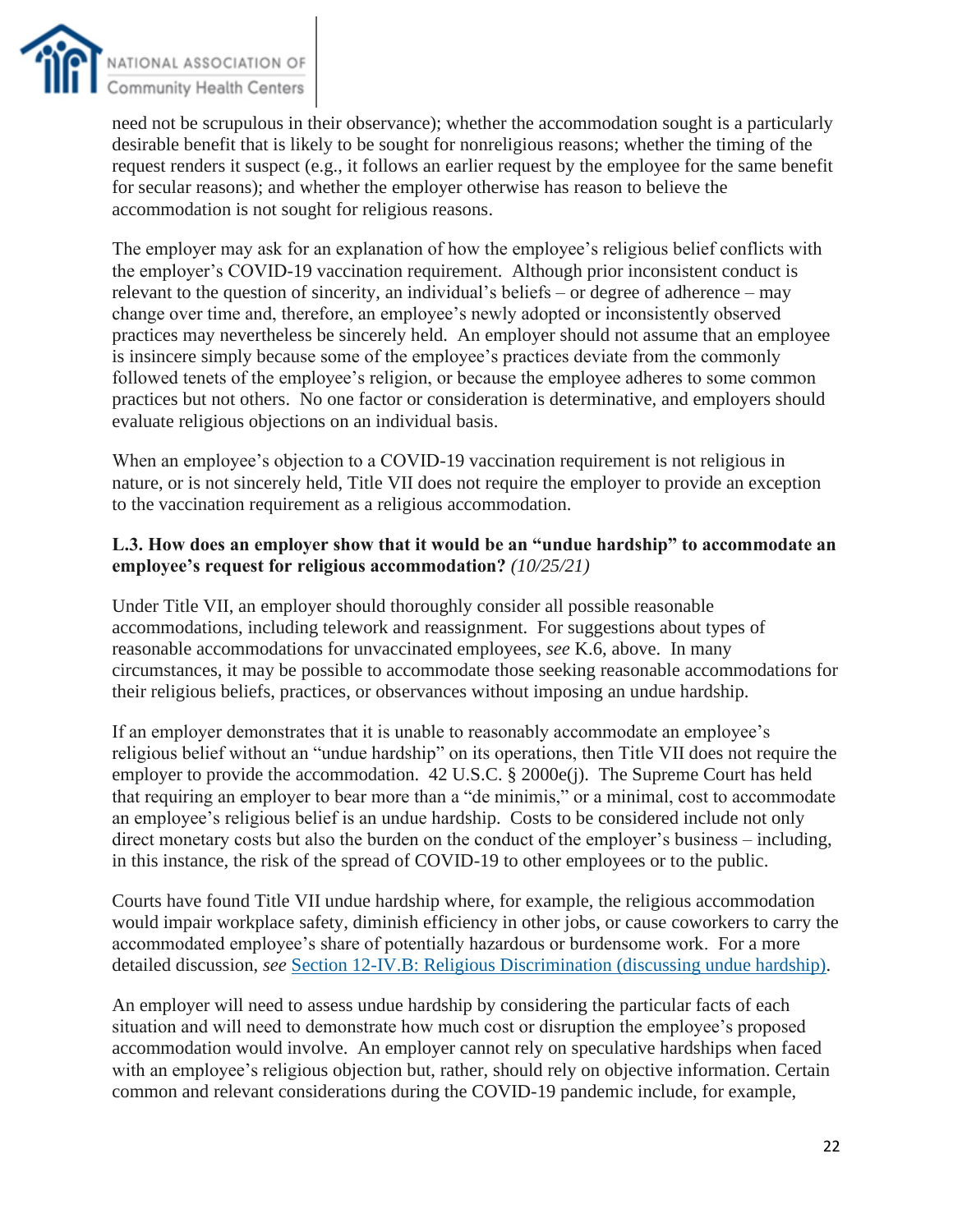need not be scrupulous in their observance); whether the accommodation sought is a particularly desirable benefit that is likely to be sought for nonreligious reasons; whether the timing of the request renders it suspect (e.g., it follows an earlier request by the employee for the same benefit for secular reasons); and whether the employer otherwise has reason to believe the accommodation is not sought for religious reasons.

The employer may ask for an explanation of how the employee's religious belief conflicts with the employer's COVID-19 vaccination requirement. Although prior inconsistent conduct is relevant to the question of sincerity, an individual's beliefs – or degree of adherence – may change over time and, therefore, an employee's newly adopted or inconsistently observed practices may nevertheless be sincerely held. An employer should not assume that an employee is insincere simply because some of the employee's practices deviate from the commonly followed tenets of the employee's religion, or because the employee adheres to some common practices but not others. No one factor or consideration is determinative, and employers should evaluate religious objections on an individual basis.

When an employee's objection to a COVID-19 vaccination requirement is not religious in nature, or is not sincerely held, Title VII does not require the employer to provide an exception to the vaccination requirement as a religious accommodation.

**L.3. How does an employer show that it would be an "undue hardship" to accommodate an employee's request for religious accommodation?** *(10/25/21)*

Under Title VII, an employer should thoroughly consider all possible reasonable accommodations, including telework and reassignment. For suggestions about types of reasonable accommodations for unvaccinated employees, *see* K.6, above. In many circumstances, it may be possible to accommodate those seeking reasonable accommodations for their religious beliefs, practices, or observances without imposing an undue hardship.

If an employer demonstrates that it is unable to reasonably accommodate an employee's religious belief without an "undue hardship" on its operations, then Title VII does not require the employer to provide the accommodation. 42 U.S.C. § 2000e(j). The Supreme Court has held that requiring an employer to bear more than a "de minimis," or a minimal, cost to accommodate an employee's religious belief is an undue hardship. Costs to be considered include not only direct monetary costs but also the burden on the conduct of the employer's business – including, in this instance, the risk of the spread of COVID-19 to other employees or to the public.

Courts have found Title VII undue hardship where, for example, the religious accommodation would impair workplace safety, diminish efficiency in other jobs, or cause coworkers to carry the accommodated employee's share of potentially hazardous or burdensome work. For a more detailed discussion, *see* [Section 12-IV.B: Religious Discrimination (discussing undue hardship)].

An employer will need to assess undue hardship by considering the particular facts of each situation and will need to demonstrate how much cost or disruption the employee's proposed accommodation would involve. An employer cannot rely on speculative hardships when faced with an employee's religious objection but, rather, should rely on objective information. Certain common and relevant considerations during the COVID-19 pandemic include, for example,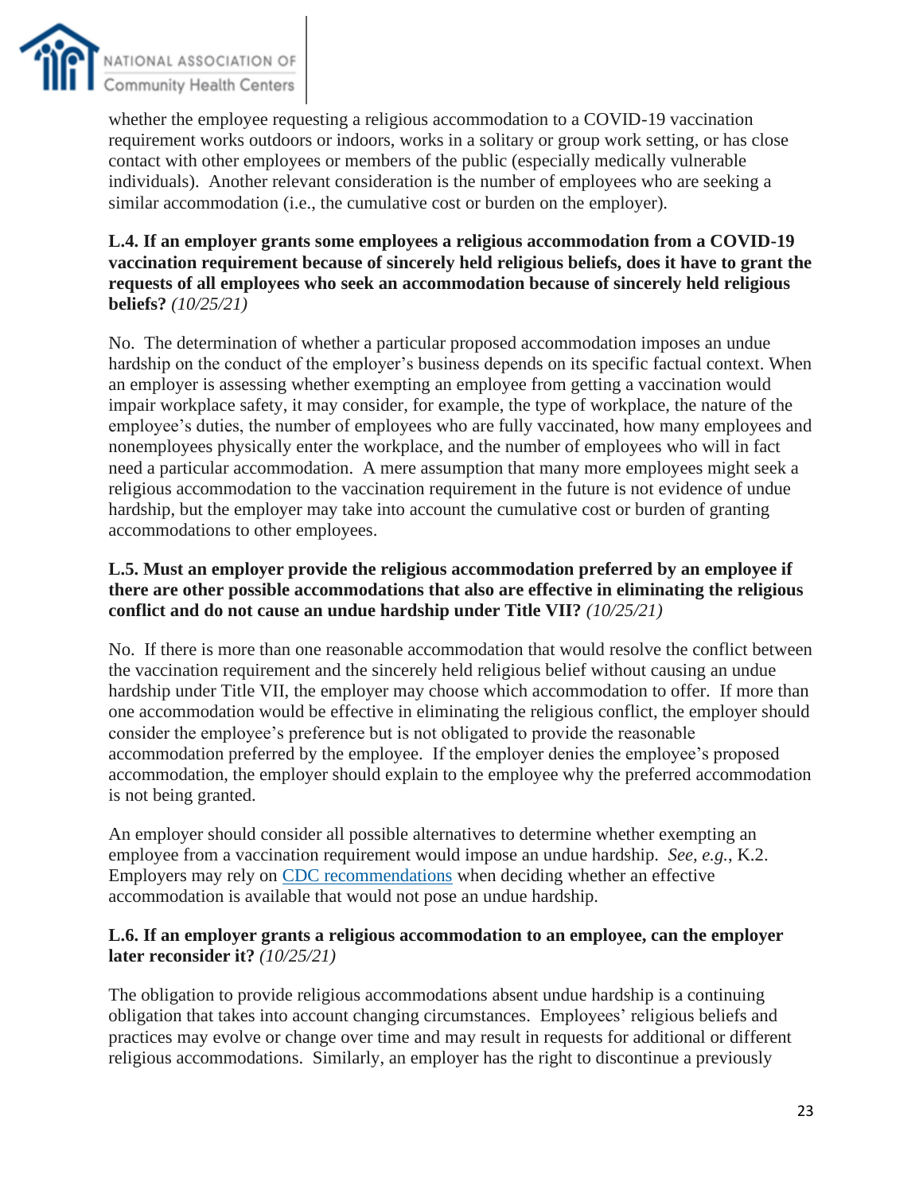whether the employee requesting a religious accommodation to a COVID-19 vaccination requirement works outdoors or indoors, works in a solitary or group work setting, or has close contact with other employees or members of the public (especially medically vulnerable individuals). Another relevant consideration is the number of employees who are seeking a similar accommodation (i.e., the cumulative cost or burden on the employer).

**L.4. If an employer grants some employees a religious accommodation from a COVID-19 vaccination requirement because of sincerely held religious beliefs, does it have to grant the requests of all employees who seek an accommodation because of sincerely held religious beliefs?** *(10/25/21)*

No. The determination of whether a particular proposed accommodation imposes an undue hardship on the conduct of the employer's business depends on its specific factual context. When an employer is assessing whether exempting an employee from getting a vaccination would impair workplace safety, it may consider, for example, the type of workplace, the nature of the employee's duties, the number of employees who are fully vaccinated, how many employees and nonemployees physically enter the workplace, and the number of employees who will in fact need a particular accommodation. A mere assumption that many more employees might seek a religious accommodation to the vaccination requirement in the future is not evidence of undue hardship, but the employer may take into account the cumulative cost or burden of granting accommodations to other employees.

**L.5. Must an employer provide the religious accommodation preferred by an employee if there are other possible accommodations that also are effective in eliminating the religious conflict and do not cause an undue hardship under Title VII?** *(10/25/21)*

No. If there is more than one reasonable accommodation that would resolve the conflict between the vaccination requirement and the sincerely held religious belief without causing an undue hardship under Title VII, the employer may choose which accommodation to offer. If more than one accommodation would be effective in eliminating the religious conflict, the employer should consider the employee's preference but is not obligated to provide the reasonable accommodation preferred by the employee. If the employer denies the employee's proposed accommodation, the employer should explain to the employee why the preferred accommodation is not being granted.

An employer should consider all possible alternatives to determine whether exempting an employee from a vaccination requirement would impose an undue hardship. *See, e.g.*, K.2. Employers may rely on CDC recommendations when deciding whether an effective accommodation is available that would not pose an undue hardship.

**L.6. If an employer grants a religious accommodation to an employee, can the employer later reconsider it?** *(10/25/21)*

The obligation to provide religious accommodations absent undue hardship is a continuing obligation that takes into account changing circumstances. Employees' religious beliefs and practices may evolve or change over time and may result in requests for additional or different religious accommodations. Similarly, an employer has the right to discontinue a previously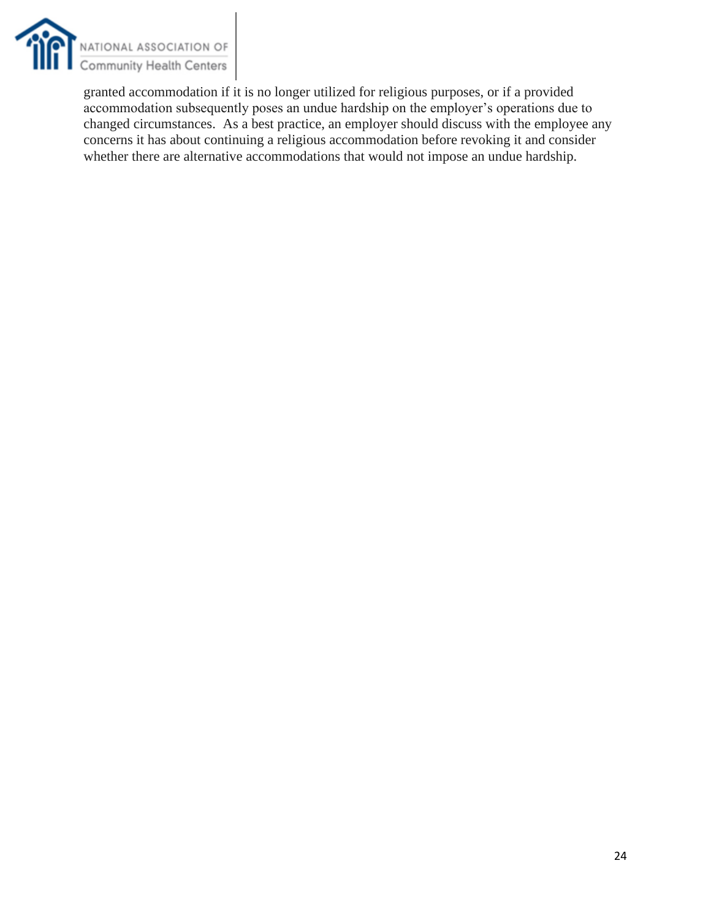granted accommodation if it is no longer utilized for religious purposes, or if a provided accommodation subsequently poses an undue hardship on the employer's operations due to changed circumstances. As a best practice, an employer should discuss with the employee any concerns it has about continuing a religious accommodation before revoking it and consider whether there are alternative accommodations that would not impose an undue hardship.